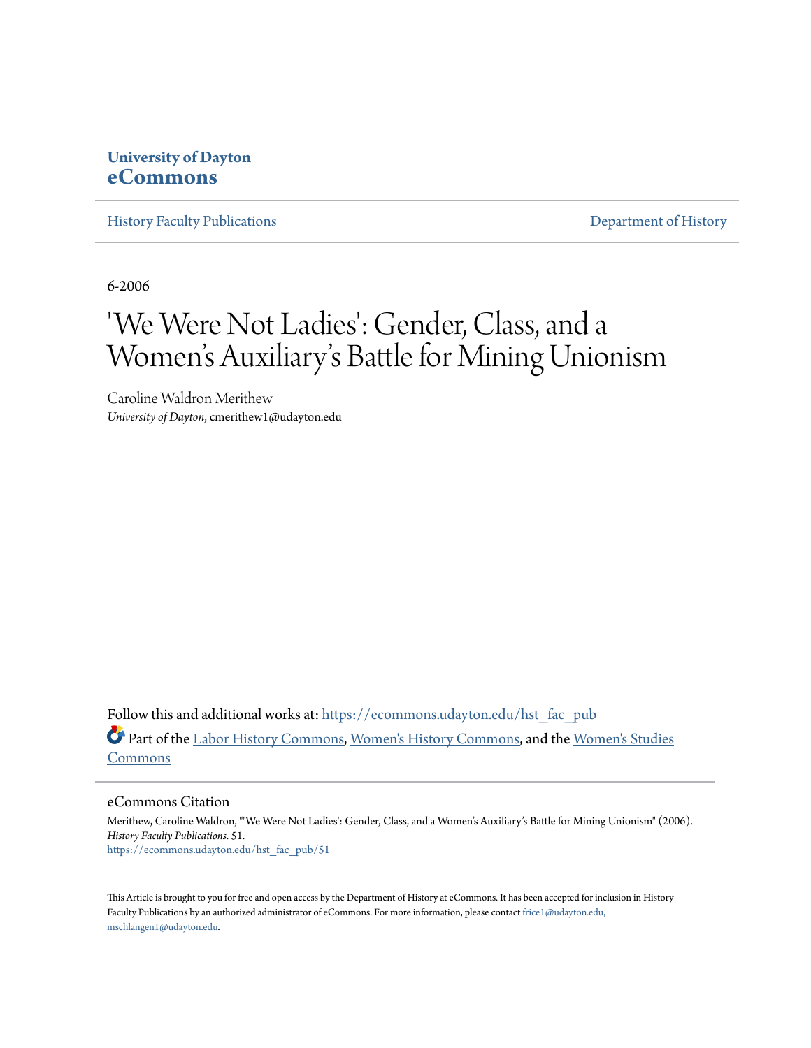University of Dayton
**eCommons**

History Faculty Publications | Department of History

6-2006

# 'We Were Not Ladies': Gender, Class, and a Women's Auxiliary's Battle for Mining Unionism

Caroline Waldron Merithew
*University of Dayton*, cmerithew1@udayton.edu

Follow this and additional works at: https://ecommons.udayton.edu/hst_fac_pub

Part of the Labor History Commons, Women's History Commons, and the Women's Studies Commons

## eCommons Citation

Merithew, Caroline Waldron, "'We Were Not Ladies': Gender, Class, and a Women's Auxiliary's Battle for Mining Unionism" (2006). *History Faculty Publications*. 51.
https://ecommons.udayton.edu/hst_fac_pub/51

This Article is brought to you for free and open access by the Department of History at eCommons. It has been accepted for inclusion in History Faculty Publications by an authorized administrator of eCommons. For more information, please contact frice1@udayton.edu, mschlangen1@udayton.edu.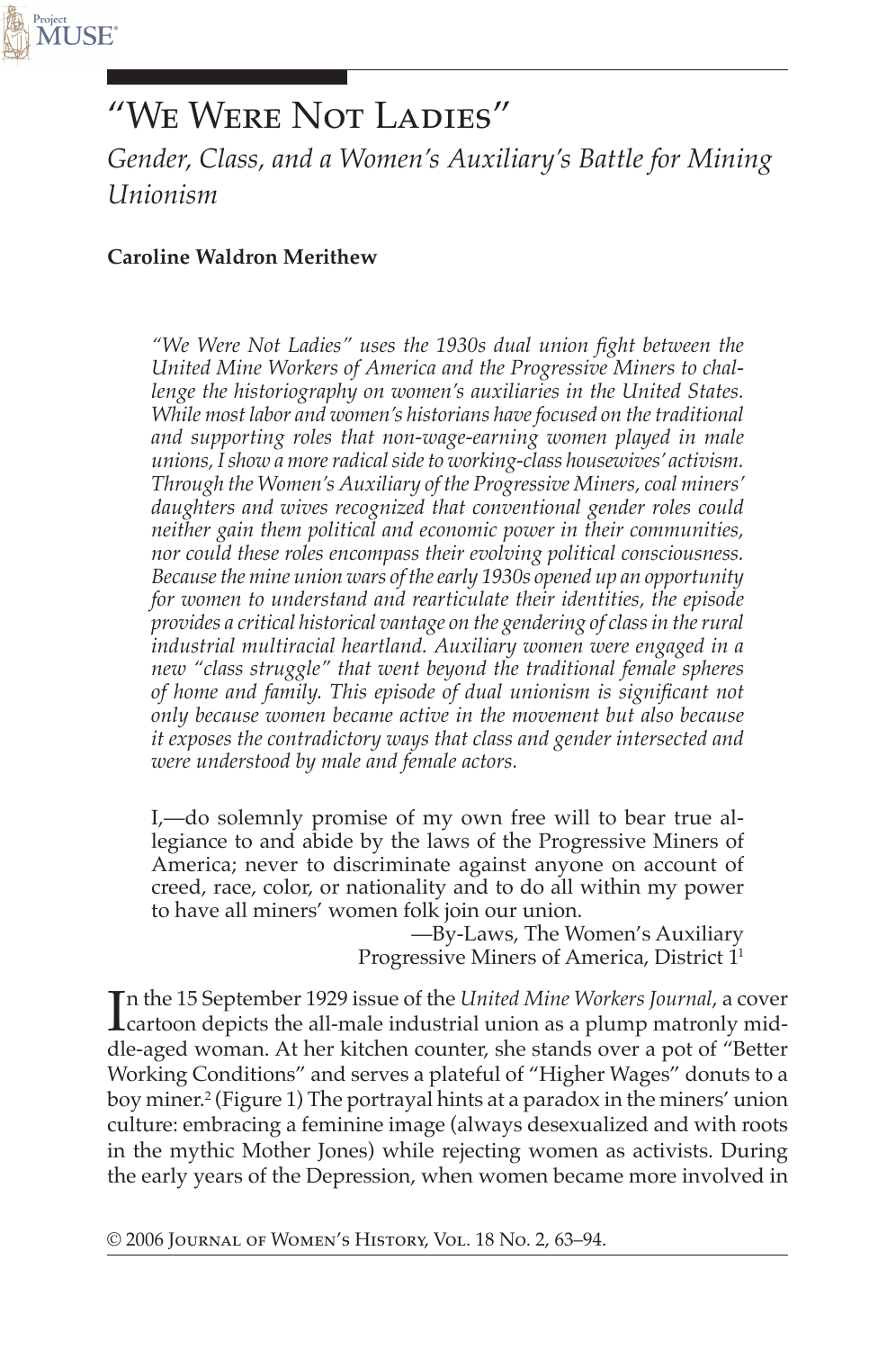# "We Were Not Ladies"

*Gender, Class, and a Women's Auxiliary's Battle for Mining Unionism*

**Caroline Waldron Merithew**

*"We Were Not Ladies" uses the 1930s dual union fight between the United Mine Workers of America and the Progressive Miners to challenge the historiography on women's auxiliaries in the United States. While most labor and women's historians have focused on the traditional and supporting roles that non-wage-earning women played in male unions, I show a more radical side to working-class housewives' activism. Through the Women's Auxiliary of the Progressive Miners, coal miners' daughters and wives recognized that conventional gender roles could neither gain them political and economic power in their communities, nor could these roles encompass their evolving political consciousness. Because the mine union wars of the early 1930s opened up an opportunity for women to understand and rearticulate their identities, the episode provides a critical historical vantage on the gendering of class in the rural industrial multiracial heartland. Auxiliary women were engaged in a new "class struggle" that went beyond the traditional female spheres of home and family. This episode of dual unionism is significant not only because women became active in the movement but also because it exposes the contradictory ways that class and gender intersected and were understood by male and female actors.*

> I,—do solemnly promise of my own free will to bear true allegiance to and abide by the laws of the Progressive Miners of America; never to discriminate against anyone on account of creed, race, color, or nationality and to do all within my power to have all miners' women folk join our union.
>
> —By-Laws, The Women's Auxiliary Progressive Miners of America, District 1[1]

In the 15 September 1929 issue of the *United Mine Workers Journal*, a cover cartoon depicts the all-male industrial union as a plump matronly middle-aged woman. At her kitchen counter, she stands over a pot of "Better Working Conditions" and serves a plateful of "Higher Wages" donuts to a boy miner.[2] (Figure 1) The portrayal hints at a paradox in the miners' union culture: embracing a feminine image (always desexualized and with roots in the mythic Mother Jones) while rejecting women as activists. During the early years of the Depression, when women became more involved in

© 2006 Journal of Women's History, Vol. 18 No. 2, 63–94.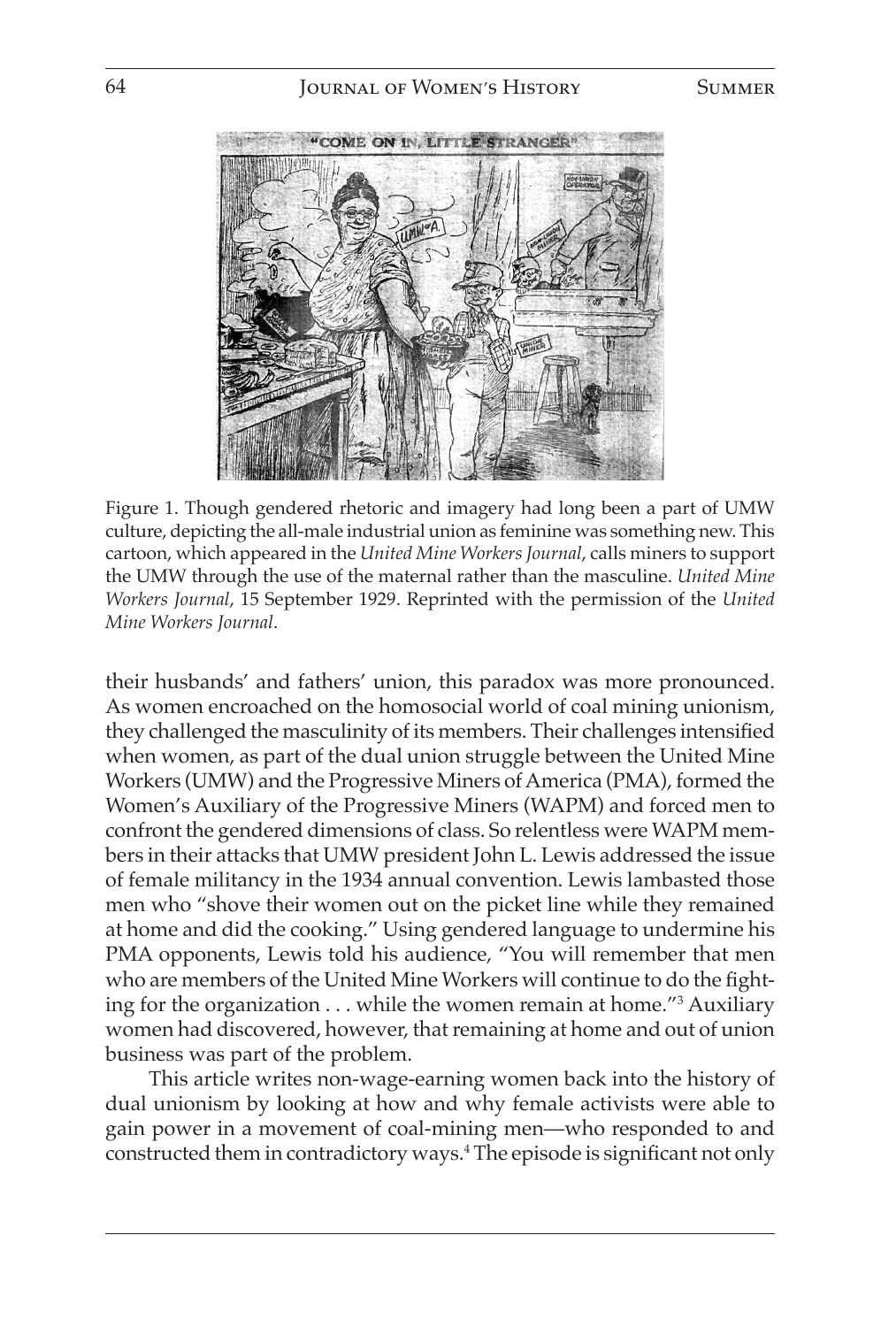Figure 1. Though gendered rhetoric and imagery had long been a part of UMW culture, depicting the all-male industrial union as feminine was something new. This cartoon, which appeared in the *United Mine Workers Journal*, calls miners to support the UMW through the use of the maternal rather than the masculine. *United Mine Workers Journal*, 15 September 1929. Reprinted with the permission of the *United Mine Workers Journal*.

their husbands' and fathers' union, this paradox was more pronounced. As women encroached on the homosocial world of coal mining unionism, they challenged the masculinity of its members. Their challenges intensified when women, as part of the dual union struggle between the United Mine Workers (UMW) and the Progressive Miners of America (PMA), formed the Women's Auxiliary of the Progressive Miners (WAPM) and forced men to confront the gendered dimensions of class. So relentless were WAPM members in their attacks that UMW president John L. Lewis addressed the issue of female militancy in the 1934 annual convention. Lewis lambasted those men who "shove their women out on the picket line while they remained at home and did the cooking." Using gendered language to undermine his PMA opponents, Lewis told his audience, "You will remember that men who are members of the United Mine Workers will continue to do the fighting for the organization . . . while the women remain at home."[3] Auxiliary women had discovered, however, that remaining at home and out of union business was part of the problem.

This article writes non-wage-earning women back into the history of dual unionism by looking at how and why female activists were able to gain power in a movement of coal-mining men—who responded to and constructed them in contradictory ways.[4] The episode is significant not only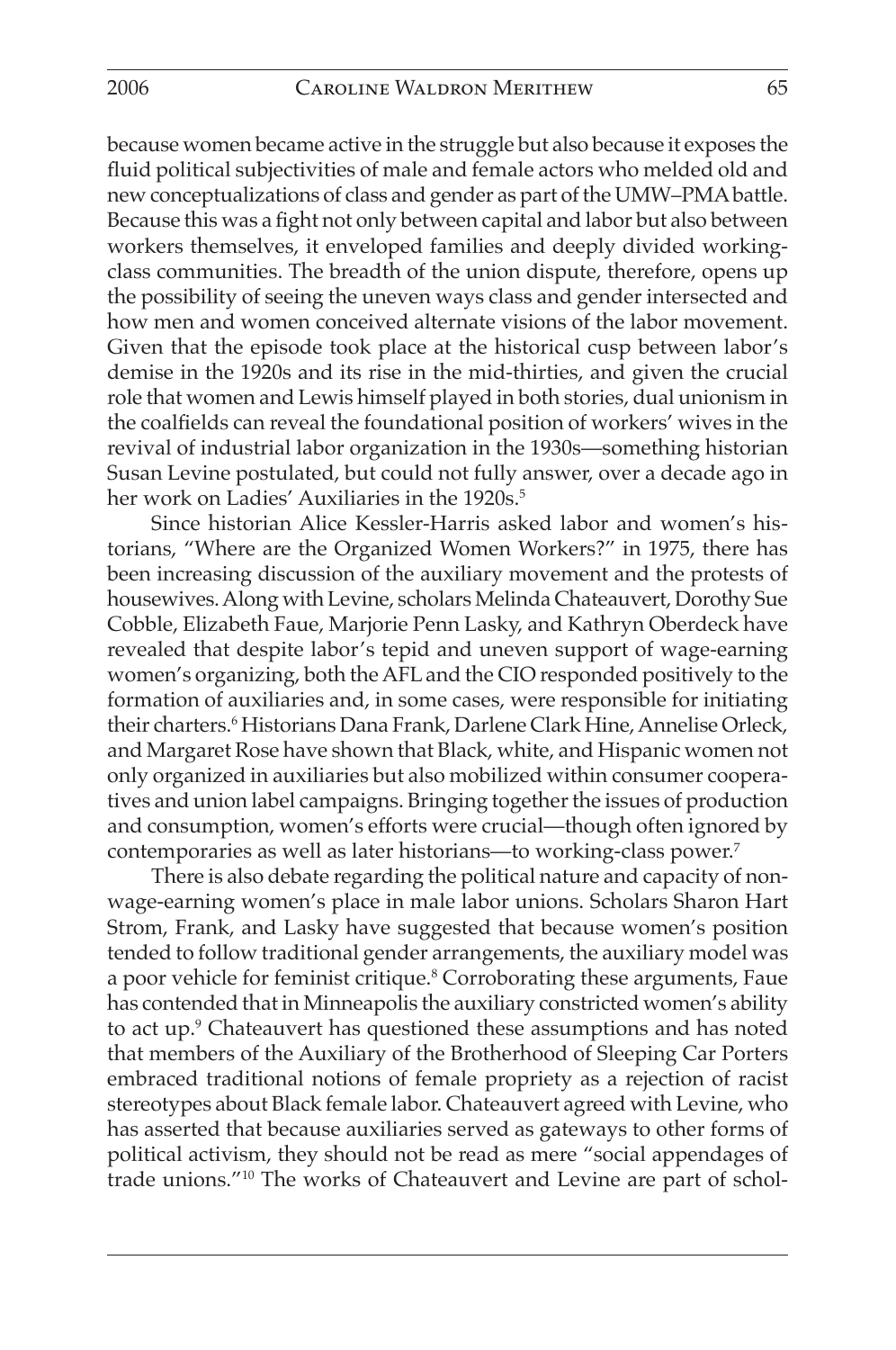because women became active in the struggle but also because it exposes the fluid political subjectivities of male and female actors who melded old and new conceptualizations of class and gender as part of the UMW–PMA battle. Because this was a fight not only between capital and labor but also between workers themselves, it enveloped families and deeply divided working-class communities. The breadth of the union dispute, therefore, opens up the possibility of seeing the uneven ways class and gender intersected and how men and women conceived alternate visions of the labor movement. Given that the episode took place at the historical cusp between labor's demise in the 1920s and its rise in the mid-thirties, and given the crucial role that women and Lewis himself played in both stories, dual unionism in the coalfields can reveal the foundational position of workers' wives in the revival of industrial labor organization in the 1930s—something historian Susan Levine postulated, but could not fully answer, over a decade ago in her work on Ladies' Auxiliaries in the 1920s.[5]

Since historian Alice Kessler-Harris asked labor and women's historians, "Where are the Organized Women Workers?" in 1975, there has been increasing discussion of the auxiliary movement and the protests of housewives. Along with Levine, scholars Melinda Chateauvert, Dorothy Sue Cobble, Elizabeth Faue, Marjorie Penn Lasky, and Kathryn Oberdeck have revealed that despite labor's tepid and uneven support of wage-earning women's organizing, both the AFL and the CIO responded positively to the formation of auxiliaries and, in some cases, were responsible for initiating their charters.[6] Historians Dana Frank, Darlene Clark Hine, Annelise Orleck, and Margaret Rose have shown that Black, white, and Hispanic women not only organized in auxiliaries but also mobilized within consumer cooperatives and union label campaigns. Bringing together the issues of production and consumption, women's efforts were crucial—though often ignored by contemporaries as well as later historians—to working-class power.[7]

There is also debate regarding the political nature and capacity of non-wage-earning women's place in male labor unions. Scholars Sharon Hart Strom, Frank, and Lasky have suggested that because women's position tended to follow traditional gender arrangements, the auxiliary model was a poor vehicle for feminist critique.[8] Corroborating these arguments, Faue has contended that in Minneapolis the auxiliary constricted women's ability to act up.[9] Chateauvert has questioned these assumptions and has noted that members of the Auxiliary of the Brotherhood of Sleeping Car Porters embraced traditional notions of female propriety as a rejection of racist stereotypes about Black female labor. Chateauvert agreed with Levine, who has asserted that because auxiliaries served as gateways to other forms of political activism, they should not be read as mere "social appendages of trade unions."[10] The works of Chateauvert and Levine are part of schol-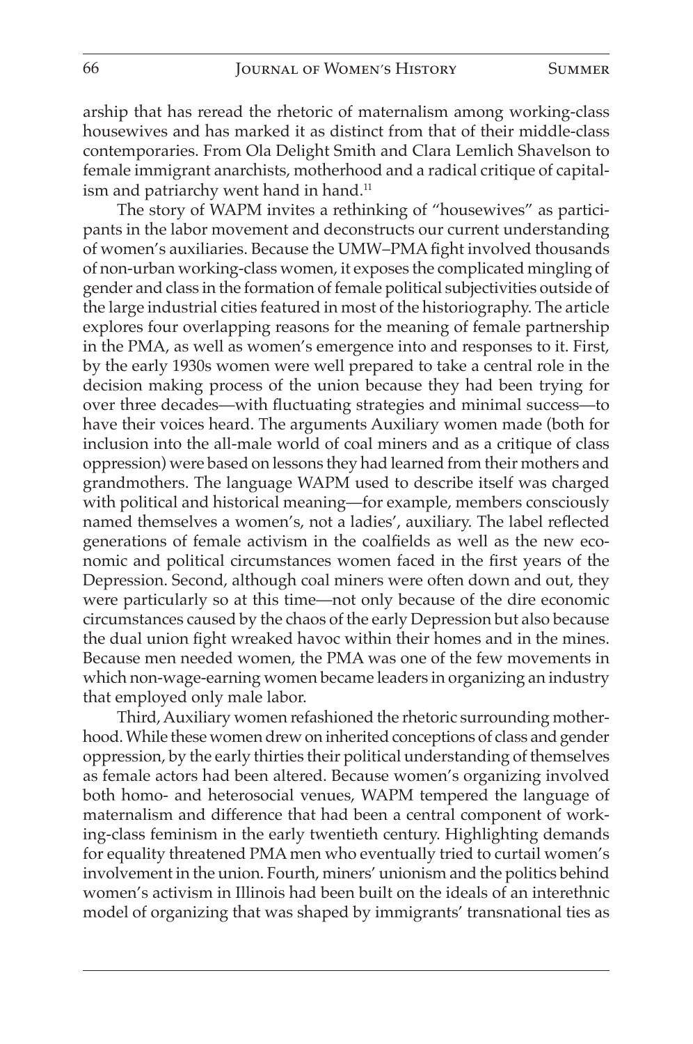arship that has reread the rhetoric of maternalism among working-class housewives and has marked it as distinct from that of their middle-class contemporaries. From Ola Delight Smith and Clara Lemlich Shavelson to female immigrant anarchists, motherhood and a radical critique of capitalism and patriarchy went hand in hand.[11]

The story of WAPM invites a rethinking of "housewives" as participants in the labor movement and deconstructs our current understanding of women's auxiliaries. Because the UMW–PMA fight involved thousands of non-urban working-class women, it exposes the complicated mingling of gender and class in the formation of female political subjectivities outside of the large industrial cities featured in most of the historiography. The article explores four overlapping reasons for the meaning of female partnership in the PMA, as well as women's emergence into and responses to it. First, by the early 1930s women were well prepared to take a central role in the decision making process of the union because they had been trying for over three decades—with fluctuating strategies and minimal success—to have their voices heard. The arguments Auxiliary women made (both for inclusion into the all-male world of coal miners and as a critique of class oppression) were based on lessons they had learned from their mothers and grandmothers. The language WAPM used to describe itself was charged with political and historical meaning—for example, members consciously named themselves a women's, not a ladies', auxiliary. The label reflected generations of female activism in the coalfields as well as the new economic and political circumstances women faced in the first years of the Depression. Second, although coal miners were often down and out, they were particularly so at this time—not only because of the dire economic circumstances caused by the chaos of the early Depression but also because the dual union fight wreaked havoc within their homes and in the mines. Because men needed women, the PMA was one of the few movements in which non-wage-earning women became leaders in organizing an industry that employed only male labor.

Third, Auxiliary women refashioned the rhetoric surrounding motherhood. While these women drew on inherited conceptions of class and gender oppression, by the early thirties their political understanding of themselves as female actors had been altered. Because women's organizing involved both homo- and heterosocial venues, WAPM tempered the language of maternalism and difference that had been a central component of working-class feminism in the early twentieth century. Highlighting demands for equality threatened PMA men who eventually tried to curtail women's involvement in the union. Fourth, miners' unionism and the politics behind women's activism in Illinois had been built on the ideals of an interethnic model of organizing that was shaped by immigrants' transnational ties as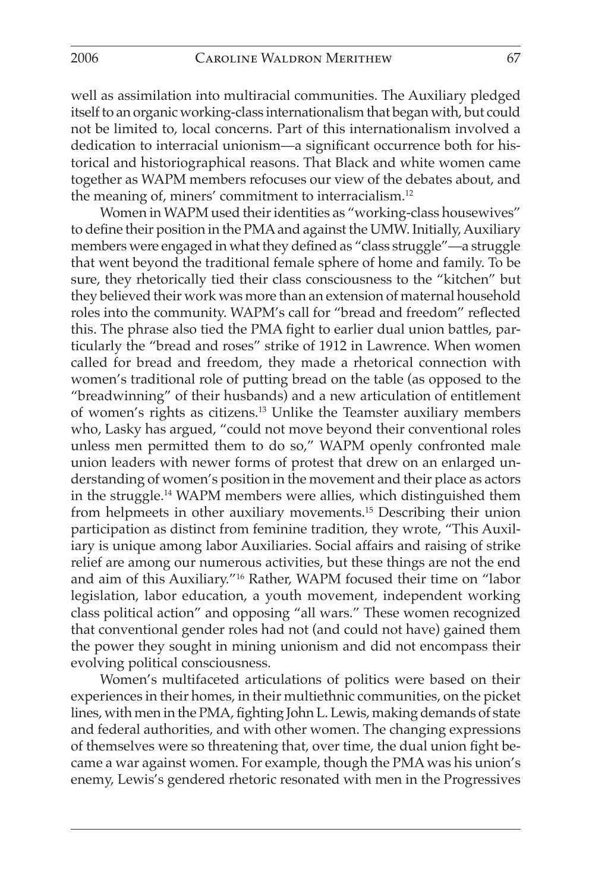well as assimilation into multiracial communities. The Auxiliary pledged itself to an organic working-class internationalism that began with, but could not be limited to, local concerns. Part of this internationalism involved a dedication to interracial unionism—a significant occurrence both for historical and historiographical reasons. That Black and white women came together as WAPM members refocuses our view of the debates about, and the meaning of, miners' commitment to interracialism.[12]

Women in WAPM used their identities as "working-class housewives" to define their position in the PMA and against the UMW. Initially, Auxiliary members were engaged in what they defined as "class struggle"—a struggle that went beyond the traditional female sphere of home and family. To be sure, they rhetorically tied their class consciousness to the "kitchen" but they believed their work was more than an extension of maternal household roles into the community. WAPM's call for "bread and freedom" reflected this. The phrase also tied the PMA fight to earlier dual union battles, particularly the "bread and roses" strike of 1912 in Lawrence. When women called for bread and freedom, they made a rhetorical connection with women's traditional role of putting bread on the table (as opposed to the "breadwinning" of their husbands) and a new articulation of entitlement of women's rights as citizens.[13] Unlike the Teamster auxiliary members who, Lasky has argued, "could not move beyond their conventional roles unless men permitted them to do so," WAPM openly confronted male union leaders with newer forms of protest that drew on an enlarged understanding of women's position in the movement and their place as actors in the struggle.[14] WAPM members were allies, which distinguished them from helpmeets in other auxiliary movements.[15] Describing their union participation as distinct from feminine tradition, they wrote, "This Auxiliary is unique among labor Auxiliaries. Social affairs and raising of strike relief are among our numerous activities, but these things are not the end and aim of this Auxiliary."[16] Rather, WAPM focused their time on "labor legislation, labor education, a youth movement, independent working class political action" and opposing "all wars." These women recognized that conventional gender roles had not (and could not have) gained them the power they sought in mining unionism and did not encompass their evolving political consciousness.

Women's multifaceted articulations of politics were based on their experiences in their homes, in their multiethnic communities, on the picket lines, with men in the PMA, fighting John L. Lewis, making demands of state and federal authorities, and with other women. The changing expressions of themselves were so threatening that, over time, the dual union fight became a war against women. For example, though the PMA was his union's enemy, Lewis's gendered rhetoric resonated with men in the Progressives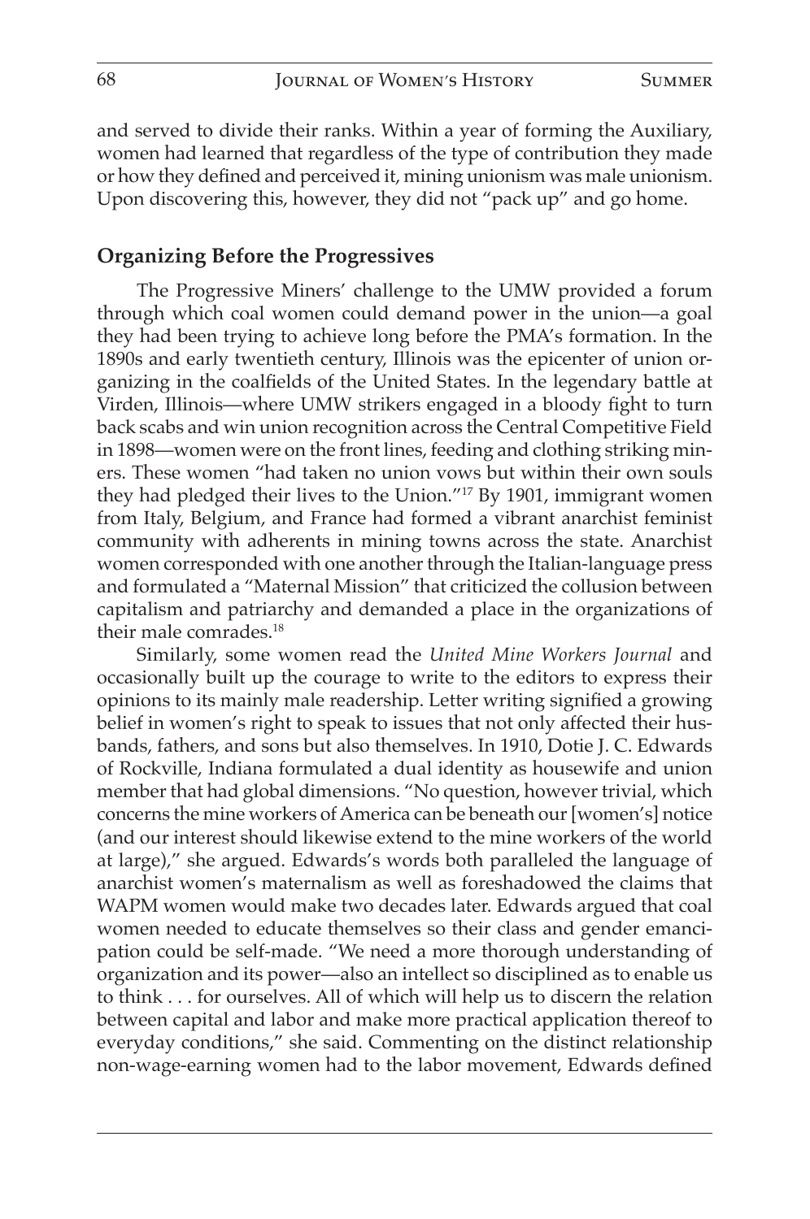and served to divide their ranks. Within a year of forming the Auxiliary, women had learned that regardless of the type of contribution they made or how they defined and perceived it, mining unionism was male unionism. Upon discovering this, however, they did not "pack up" and go home.

## Organizing Before the Progressives

The Progressive Miners' challenge to the UMW provided a forum through which coal women could demand power in the union—a goal they had been trying to achieve long before the PMA's formation. In the 1890s and early twentieth century, Illinois was the epicenter of union organizing in the coalfields of the United States. In the legendary battle at Virden, Illinois—where UMW strikers engaged in a bloody fight to turn back scabs and win union recognition across the Central Competitive Field in 1898—women were on the front lines, feeding and clothing striking miners. These women "had taken no union vows but within their own souls they had pledged their lives to the Union."[17] By 1901, immigrant women from Italy, Belgium, and France had formed a vibrant anarchist feminist community with adherents in mining towns across the state. Anarchist women corresponded with one another through the Italian-language press and formulated a "Maternal Mission" that criticized the collusion between capitalism and patriarchy and demanded a place in the organizations of their male comrades.[18]

Similarly, some women read the *United Mine Workers Journal* and occasionally built up the courage to write to the editors to express their opinions to its mainly male readership. Letter writing signified a growing belief in women's right to speak to issues that not only affected their husbands, fathers, and sons but also themselves. In 1910, Dotie J. C. Edwards of Rockville, Indiana formulated a dual identity as housewife and union member that had global dimensions. "No question, however trivial, which concerns the mine workers of America can be beneath our [women's] notice (and our interest should likewise extend to the mine workers of the world at large)," she argued. Edwards's words both paralleled the language of anarchist women's maternalism as well as foreshadowed the claims that WAPM women would make two decades later. Edwards argued that coal women needed to educate themselves so their class and gender emancipation could be self-made. "We need a more thorough understanding of organization and its power—also an intellect so disciplined as to enable us to think . . . for ourselves. All of which will help us to discern the relation between capital and labor and make more practical application thereof to everyday conditions," she said. Commenting on the distinct relationship non-wage-earning women had to the labor movement, Edwards defined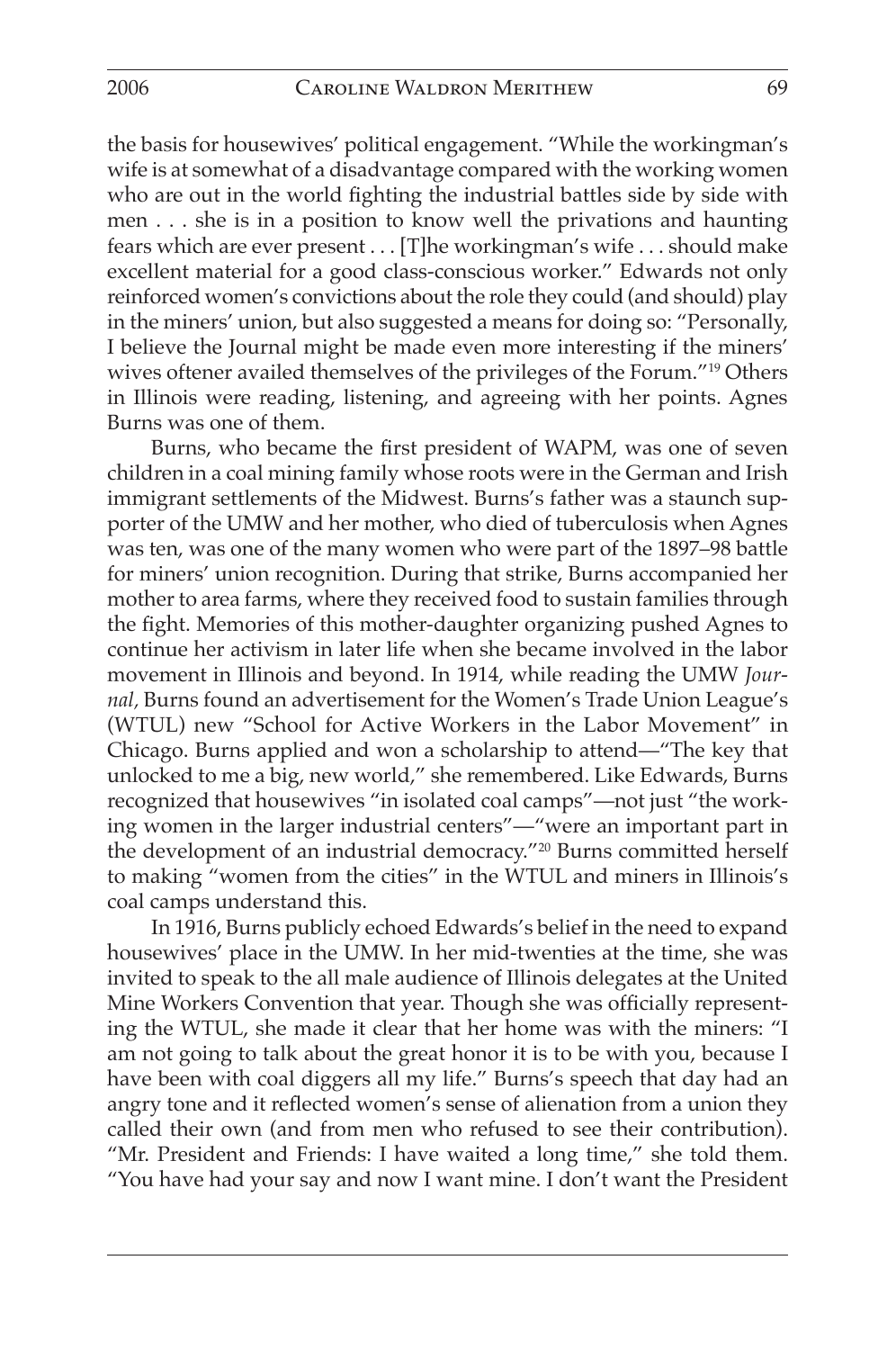the basis for housewives' political engagement. "While the workingman's wife is at somewhat of a disadvantage compared with the working women who are out in the world fighting the industrial battles side by side with men . . . she is in a position to know well the privations and haunting fears which are ever present . . . [T]he workingman's wife . . . should make excellent material for a good class-conscious worker." Edwards not only reinforced women's convictions about the role they could (and should) play in the miners' union, but also suggested a means for doing so: "Personally, I believe the Journal might be made even more interesting if the miners' wives oftener availed themselves of the privileges of the Forum."[19] Others in Illinois were reading, listening, and agreeing with her points. Agnes Burns was one of them.

Burns, who became the first president of WAPM, was one of seven children in a coal mining family whose roots were in the German and Irish immigrant settlements of the Midwest. Burns's father was a staunch supporter of the UMW and her mother, who died of tuberculosis when Agnes was ten, was one of the many women who were part of the 1897–98 battle for miners' union recognition. During that strike, Burns accompanied her mother to area farms, where they received food to sustain families through the fight. Memories of this mother-daughter organizing pushed Agnes to continue her activism in later life when she became involved in the labor movement in Illinois and beyond. In 1914, while reading the UMW *Journal*, Burns found an advertisement for the Women's Trade Union League's (WTUL) new "School for Active Workers in the Labor Movement" in Chicago. Burns applied and won a scholarship to attend—"The key that unlocked to me a big, new world," she remembered. Like Edwards, Burns recognized that housewives "in isolated coal camps"—not just "the working women in the larger industrial centers"—"were an important part in the development of an industrial democracy."[20] Burns committed herself to making "women from the cities" in the WTUL and miners in Illinois's coal camps understand this.

In 1916, Burns publicly echoed Edwards's belief in the need to expand housewives' place in the UMW. In her mid-twenties at the time, she was invited to speak to the all male audience of Illinois delegates at the United Mine Workers Convention that year. Though she was officially representing the WTUL, she made it clear that her home was with the miners: "I am not going to talk about the great honor it is to be with you, because I have been with coal diggers all my life." Burns's speech that day had an angry tone and it reflected women's sense of alienation from a union they called their own (and from men who refused to see their contribution). "Mr. President and Friends: I have waited a long time," she told them. "You have had your say and now I want mine. I don't want the President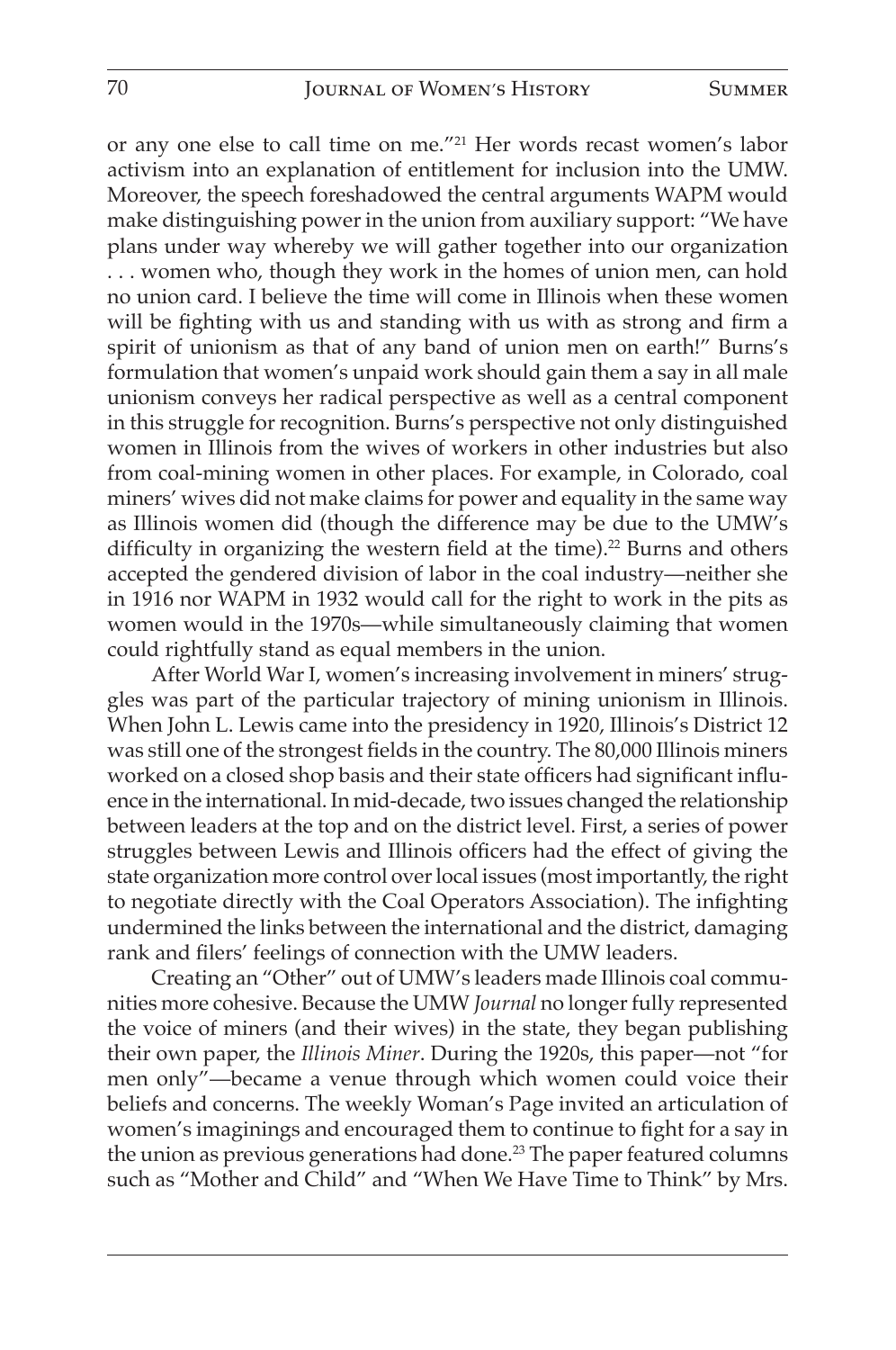or any one else to call time on me."[21] Her words recast women's labor activism into an explanation of entitlement for inclusion into the UMW. Moreover, the speech foreshadowed the central arguments WAPM would make distinguishing power in the union from auxiliary support: "We have plans under way whereby we will gather together into our organization . . . women who, though they work in the homes of union men, can hold no union card. I believe the time will come in Illinois when these women will be fighting with us and standing with us with as strong and firm a spirit of unionism as that of any band of union men on earth!" Burns's formulation that women's unpaid work should gain them a say in all male unionism conveys her radical perspective as well as a central component in this struggle for recognition. Burns's perspective not only distinguished women in Illinois from the wives of workers in other industries but also from coal-mining women in other places. For example, in Colorado, coal miners' wives did not make claims for power and equality in the same way as Illinois women did (though the difference may be due to the UMW's difficulty in organizing the western field at the time).[22] Burns and others accepted the gendered division of labor in the coal industry—neither she in 1916 nor WAPM in 1932 would call for the right to work in the pits as women would in the 1970s—while simultaneously claiming that women could rightfully stand as equal members in the union.

After World War I, women's increasing involvement in miners' struggles was part of the particular trajectory of mining unionism in Illinois. When John L. Lewis came into the presidency in 1920, Illinois's District 12 was still one of the strongest fields in the country. The 80,000 Illinois miners worked on a closed shop basis and their state officers had significant influence in the international. In mid-decade, two issues changed the relationship between leaders at the top and on the district level. First, a series of power struggles between Lewis and Illinois officers had the effect of giving the state organization more control over local issues (most importantly, the right to negotiate directly with the Coal Operators Association). The infighting undermined the links between the international and the district, damaging rank and filers' feelings of connection with the UMW leaders.

Creating an "Other" out of UMW's leaders made Illinois coal communities more cohesive. Because the UMW *Journal* no longer fully represented the voice of miners (and their wives) in the state, they began publishing their own paper, the *Illinois Miner*. During the 1920s, this paper—not "for men only"—became a venue through which women could voice their beliefs and concerns. The weekly Woman's Page invited an articulation of women's imaginings and encouraged them to continue to fight for a say in the union as previous generations had done.[23] The paper featured columns such as "Mother and Child" and "When We Have Time to Think" by Mrs.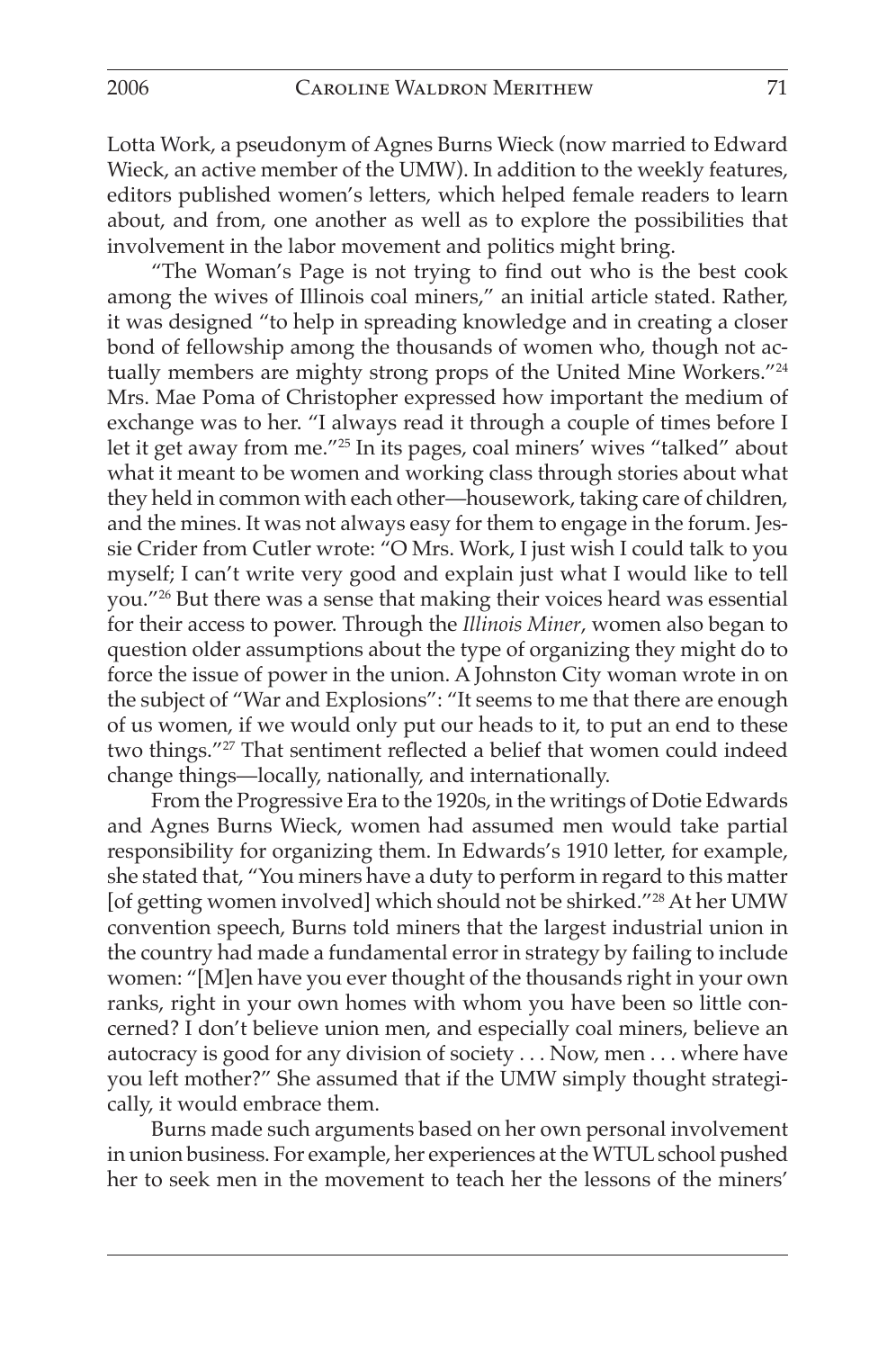Lotta Work, a pseudonym of Agnes Burns Wieck (now married to Edward Wieck, an active member of the UMW). In addition to the weekly features, editors published women's letters, which helped female readers to learn about, and from, one another as well as to explore the possibilities that involvement in the labor movement and politics might bring.

"The Woman's Page is not trying to find out who is the best cook among the wives of Illinois coal miners," an initial article stated. Rather, it was designed "to help in spreading knowledge and in creating a closer bond of fellowship among the thousands of women who, though not actually members are mighty strong props of the United Mine Workers."[24] Mrs. Mae Poma of Christopher expressed how important the medium of exchange was to her. "I always read it through a couple of times before I let it get away from me."[25] In its pages, coal miners' wives "talked" about what it meant to be women and working class through stories about what they held in common with each other—housework, taking care of children, and the mines. It was not always easy for them to engage in the forum. Jessie Crider from Cutler wrote: "O Mrs. Work, I just wish I could talk to you myself; I can't write very good and explain just what I would like to tell you."[26] But there was a sense that making their voices heard was essential for their access to power. Through the *Illinois Miner*, women also began to question older assumptions about the type of organizing they might do to force the issue of power in the union. A Johnston City woman wrote in on the subject of "War and Explosions": "It seems to me that there are enough of us women, if we would only put our heads to it, to put an end to these two things."[27] That sentiment reflected a belief that women could indeed change things—locally, nationally, and internationally.

From the Progressive Era to the 1920s, in the writings of Dotie Edwards and Agnes Burns Wieck, women had assumed men would take partial responsibility for organizing them. In Edwards's 1910 letter, for example, she stated that, "You miners have a duty to perform in regard to this matter [of getting women involved] which should not be shirked."[28] At her UMW convention speech, Burns told miners that the largest industrial union in the country had made a fundamental error in strategy by failing to include women: "[M]en have you ever thought of the thousands right in your own ranks, right in your own homes with whom you have been so little concerned? I don't believe union men, and especially coal miners, believe an autocracy is good for any division of society . . . Now, men . . . where have you left mother?" She assumed that if the UMW simply thought strategically, it would embrace them.

Burns made such arguments based on her own personal involvement in union business. For example, her experiences at the WTUL school pushed her to seek men in the movement to teach her the lessons of the miners'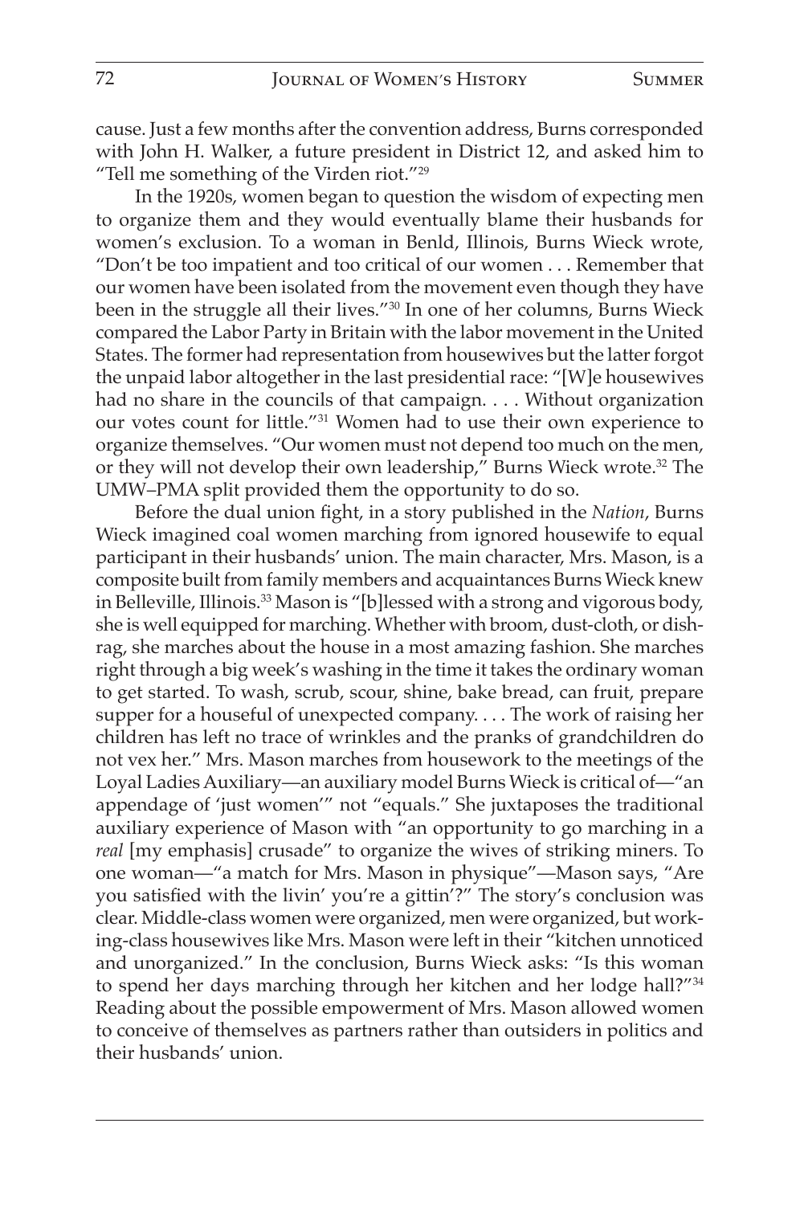cause. Just a few months after the convention address, Burns corresponded with John H. Walker, a future president in District 12, and asked him to "Tell me something of the Virden riot."[29]

In the 1920s, women began to question the wisdom of expecting men to organize them and they would eventually blame their husbands for women's exclusion. To a woman in Benld, Illinois, Burns Wieck wrote, "Don't be too impatient and too critical of our women . . . Remember that our women have been isolated from the movement even though they have been in the struggle all their lives."[30] In one of her columns, Burns Wieck compared the Labor Party in Britain with the labor movement in the United States. The former had representation from housewives but the latter forgot the unpaid labor altogether in the last presidential race: "[W]e housewives had no share in the councils of that campaign. . . . Without organization our votes count for little."[31] Women had to use their own experience to organize themselves. "Our women must not depend too much on the men, or they will not develop their own leadership," Burns Wieck wrote.[32] The UMW–PMA split provided them the opportunity to do so.

Before the dual union fight, in a story published in the *Nation*, Burns Wieck imagined coal women marching from ignored housewife to equal participant in their husbands' union. The main character, Mrs. Mason, is a composite built from family members and acquaintances Burns Wieck knew in Belleville, Illinois.[33] Mason is "[b]lessed with a strong and vigorous body, she is well equipped for marching. Whether with broom, dust-cloth, or dish-rag, she marches about the house in a most amazing fashion. She marches right through a big week's washing in the time it takes the ordinary woman to get started. To wash, scrub, scour, shine, bake bread, can fruit, prepare supper for a houseful of unexpected company. . . . The work of raising her children has left no trace of wrinkles and the pranks of grandchildren do not vex her." Mrs. Mason marches from housework to the meetings of the Loyal Ladies Auxiliary—an auxiliary model Burns Wieck is critical of—"an appendage of 'just women'" not "equals." She juxtaposes the traditional auxiliary experience of Mason with "an opportunity to go marching in a *real* [my emphasis] crusade" to organize the wives of striking miners. To one woman—"a match for Mrs. Mason in physique"—Mason says, "Are you satisfied with the livin' you're a gittin'?" The story's conclusion was clear. Middle-class women were organized, men were organized, but working-class housewives like Mrs. Mason were left in their "kitchen unnoticed and unorganized." In the conclusion, Burns Wieck asks: "Is this woman to spend her days marching through her kitchen and her lodge hall?"[34] Reading about the possible empowerment of Mrs. Mason allowed women to conceive of themselves as partners rather than outsiders in politics and their husbands' union.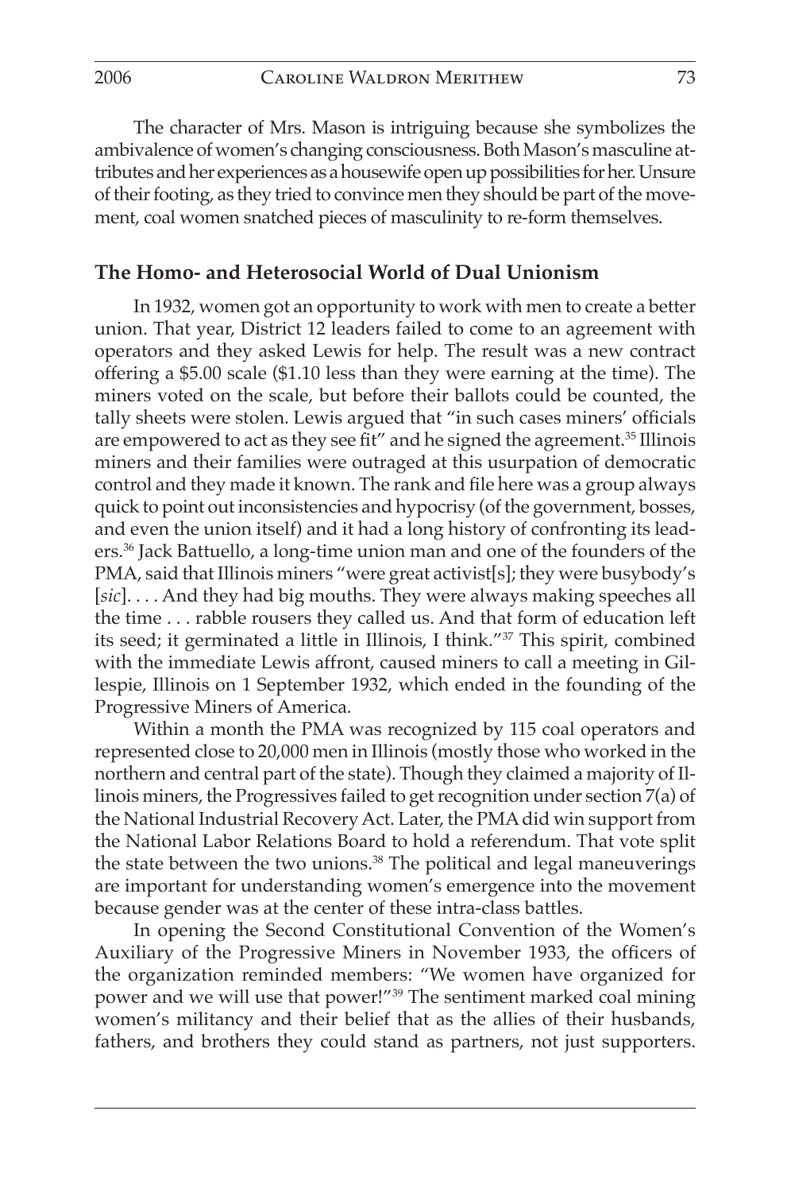The character of Mrs. Mason is intriguing because she symbolizes the ambivalence of women's changing consciousness. Both Mason's masculine attributes and her experiences as a housewife open up possibilities for her. Unsure of their footing, as they tried to convince men they should be part of the movement, coal women snatched pieces of masculinity to re-form themselves.

## The Homo- and Heterosocial World of Dual Unionism

In 1932, women got an opportunity to work with men to create a better union. That year, District 12 leaders failed to come to an agreement with operators and they asked Lewis for help. The result was a new contract offering a $5.00 scale ($1.10 less than they were earning at the time). The miners voted on the scale, but before their ballots could be counted, the tally sheets were stolen. Lewis argued that "in such cases miners' officials are empowered to act as they see fit" and he signed the agreement.[35] Illinois miners and their families were outraged at this usurpation of democratic control and they made it known. The rank and file here was a group always quick to point out inconsistencies and hypocrisy (of the government, bosses, and even the union itself) and it had a long history of confronting its leaders.[36] Jack Battuello, a long-time union man and one of the founders of the PMA, said that Illinois miners "were great activist[s]; they were busybody's [*sic*]. . . . And they had big mouths. They were always making speeches all the time . . . rabble rousers they called us. And that form of education left its seed; it germinated a little in Illinois, I think."[37] This spirit, combined with the immediate Lewis affront, caused miners to call a meeting in Gillespie, Illinois on 1 September 1932, which ended in the founding of the Progressive Miners of America.

Within a month the PMA was recognized by 115 coal operators and represented close to 20,000 men in Illinois (mostly those who worked in the northern and central part of the state). Though they claimed a majority of Illinois miners, the Progressives failed to get recognition under section 7(a) of the National Industrial Recovery Act. Later, the PMA did win support from the National Labor Relations Board to hold a referendum. That vote split the state between the two unions.[38] The political and legal maneuverings are important for understanding women's emergence into the movement because gender was at the center of these intra-class battles.

In opening the Second Constitutional Convention of the Women's Auxiliary of the Progressive Miners in November 1933, the officers of the organization reminded members: "We women have organized for power and we will use that power!"[39] The sentiment marked coal mining women's militancy and their belief that as the allies of their husbands, fathers, and brothers they could stand as partners, not just supporters.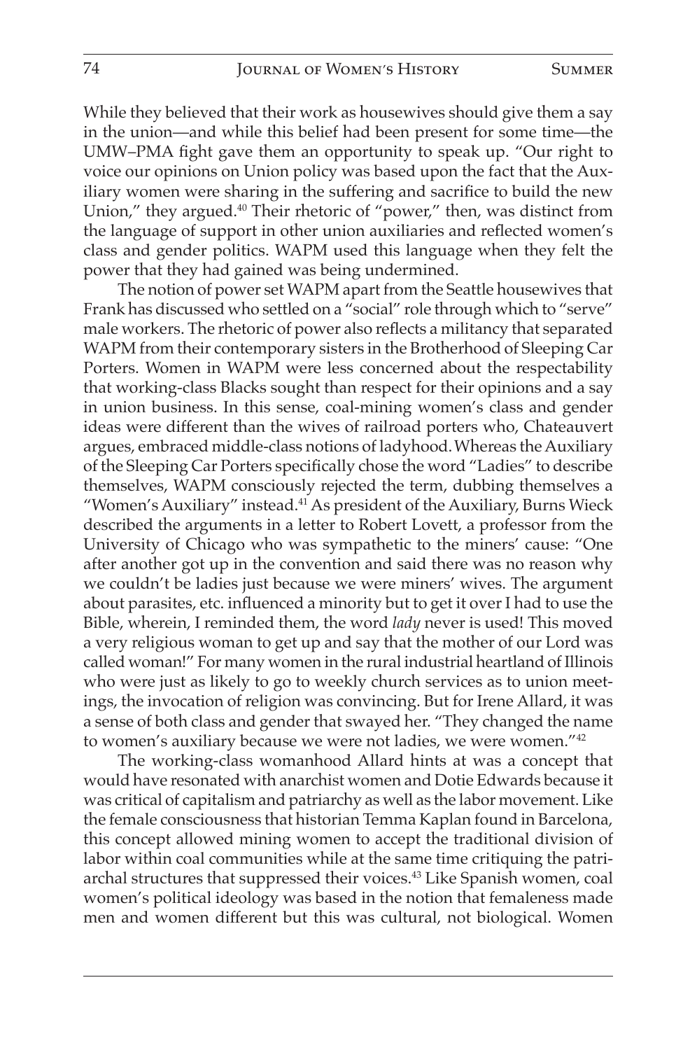While they believed that their work as housewives should give them a say in the union—and while this belief had been present for some time—the UMW–PMA fight gave them an opportunity to speak up. "Our right to voice our opinions on Union policy was based upon the fact that the Auxiliary women were sharing in the suffering and sacrifice to build the new Union," they argued.[40] Their rhetoric of "power," then, was distinct from the language of support in other union auxiliaries and reflected women's class and gender politics. WAPM used this language when they felt the power that they had gained was being undermined.

The notion of power set WAPM apart from the Seattle housewives that Frank has discussed who settled on a "social" role through which to "serve" male workers. The rhetoric of power also reflects a militancy that separated WAPM from their contemporary sisters in the Brotherhood of Sleeping Car Porters. Women in WAPM were less concerned about the respectability that working-class Blacks sought than respect for their opinions and a say in union business. In this sense, coal-mining women's class and gender ideas were different than the wives of railroad porters who, Chateauvert argues, embraced middle-class notions of ladyhood. Whereas the Auxiliary of the Sleeping Car Porters specifically chose the word "Ladies" to describe themselves, WAPM consciously rejected the term, dubbing themselves a "Women's Auxiliary" instead.[41] As president of the Auxiliary, Burns Wieck described the arguments in a letter to Robert Lovett, a professor from the University of Chicago who was sympathetic to the miners' cause: "One after another got up in the convention and said there was no reason why we couldn't be ladies just because we were miners' wives. The argument about parasites, etc. influenced a minority but to get it over I had to use the Bible, wherein, I reminded them, the word *lady* never is used! This moved a very religious woman to get up and say that the mother of our Lord was called woman!" For many women in the rural industrial heartland of Illinois who were just as likely to go to weekly church services as to union meetings, the invocation of religion was convincing. But for Irene Allard, it was a sense of both class and gender that swayed her. "They changed the name to women's auxiliary because we were not ladies, we were women."[42]

The working-class womanhood Allard hints at was a concept that would have resonated with anarchist women and Dotie Edwards because it was critical of capitalism and patriarchy as well as the labor movement. Like the female consciousness that historian Temma Kaplan found in Barcelona, this concept allowed mining women to accept the traditional division of labor within coal communities while at the same time critiquing the patriarchal structures that suppressed their voices.[43] Like Spanish women, coal women's political ideology was based in the notion that femaleness made men and women different but this was cultural, not biological. Women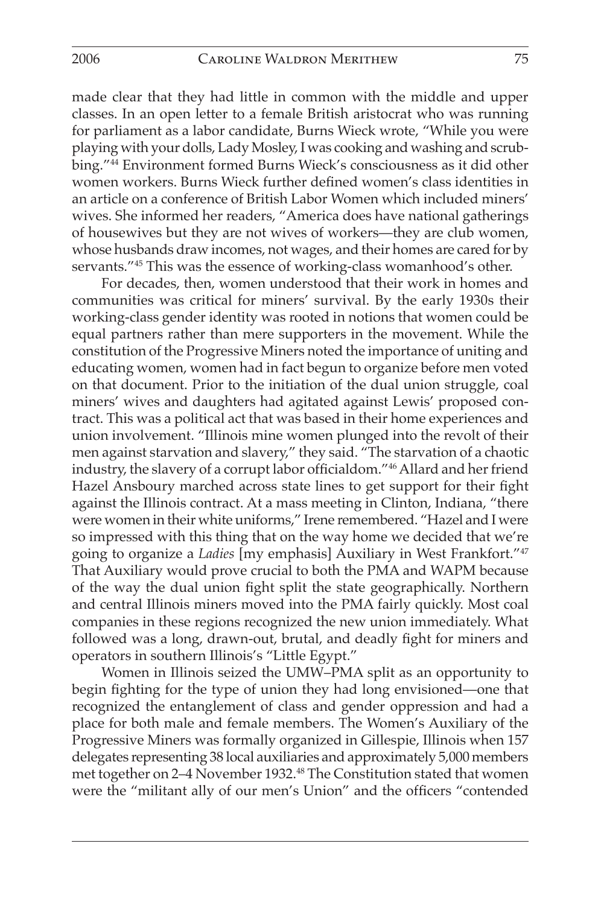made clear that they had little in common with the middle and upper classes. In an open letter to a female British aristocrat who was running for parliament as a labor candidate, Burns Wieck wrote, "While you were playing with your dolls, Lady Mosley, I was cooking and washing and scrubbing."[44] Environment formed Burns Wieck's consciousness as it did other women workers. Burns Wieck further defined women's class identities in an article on a conference of British Labor Women which included miners' wives. She informed her readers, "America does have national gatherings of housewives but they are not wives of workers—they are club women, whose husbands draw incomes, not wages, and their homes are cared for by servants."[45] This was the essence of working-class womanhood's other.

For decades, then, women understood that their work in homes and communities was critical for miners' survival. By the early 1930s their working-class gender identity was rooted in notions that women could be equal partners rather than mere supporters in the movement. While the constitution of the Progressive Miners noted the importance of uniting and educating women, women had in fact begun to organize before men voted on that document. Prior to the initiation of the dual union struggle, coal miners' wives and daughters had agitated against Lewis' proposed contract. This was a political act that was based in their home experiences and union involvement. "Illinois mine women plunged into the revolt of their men against starvation and slavery," they said. "The starvation of a chaotic industry, the slavery of a corrupt labor officialdom."[46] Allard and her friend Hazel Ansboury marched across state lines to get support for their fight against the Illinois contract. At a mass meeting in Clinton, Indiana, "there were women in their white uniforms," Irene remembered. "Hazel and I were so impressed with this thing that on the way home we decided that we're going to organize a *Ladies* [my emphasis] Auxiliary in West Frankfort."[47] That Auxiliary would prove crucial to both the PMA and WAPM because of the way the dual union fight split the state geographically. Northern and central Illinois miners moved into the PMA fairly quickly. Most coal companies in these regions recognized the new union immediately. What followed was a long, drawn-out, brutal, and deadly fight for miners and operators in southern Illinois's "Little Egypt."

Women in Illinois seized the UMW–PMA split as an opportunity to begin fighting for the type of union they had long envisioned—one that recognized the entanglement of class and gender oppression and had a place for both male and female members. The Women's Auxiliary of the Progressive Miners was formally organized in Gillespie, Illinois when 157 delegates representing 38 local auxiliaries and approximately 5,000 members met together on 2–4 November 1932.[48] The Constitution stated that women were the "militant ally of our men's Union" and the officers "contended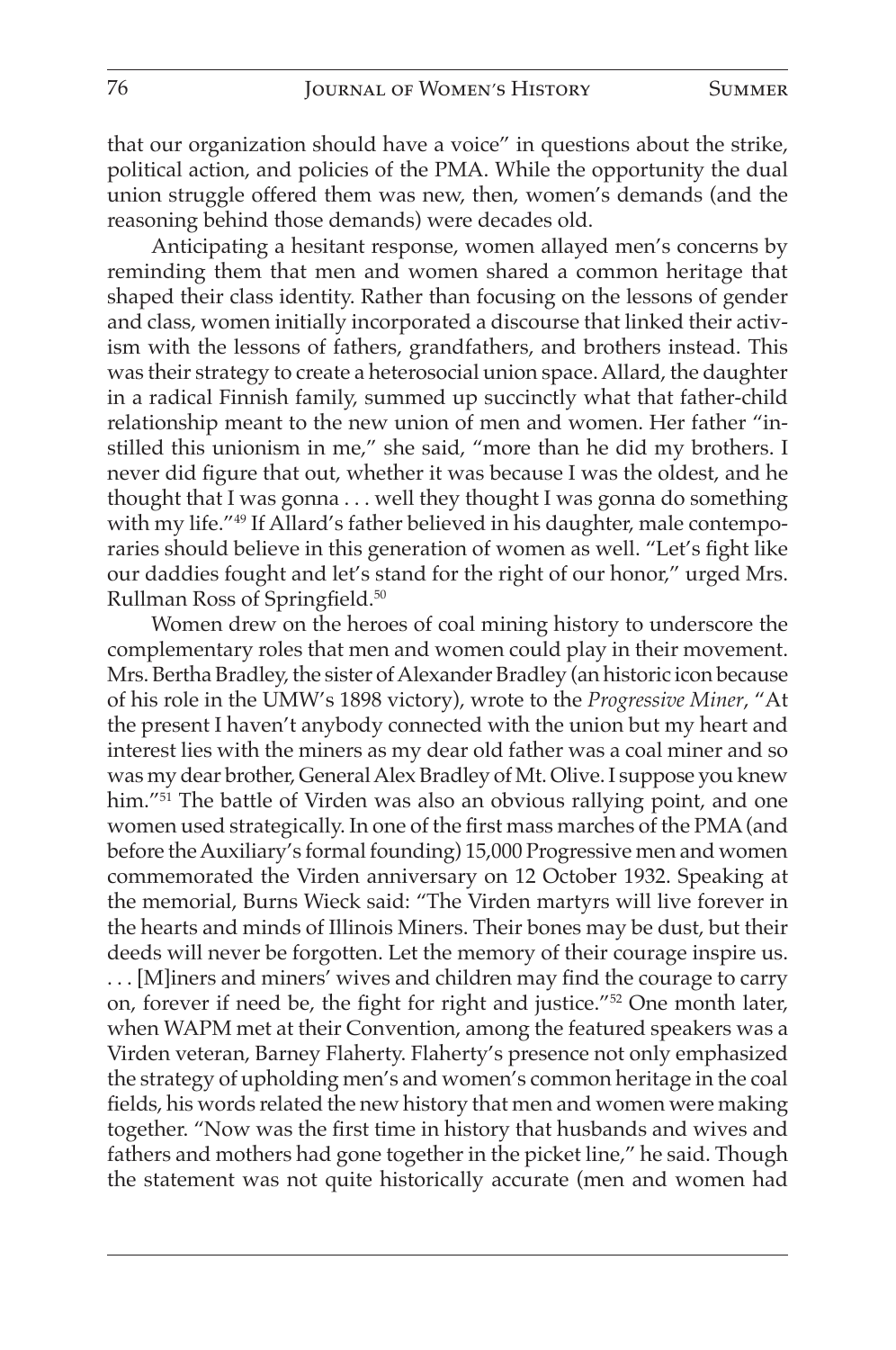that our organization should have a voice" in questions about the strike, political action, and policies of the PMA. While the opportunity the dual union struggle offered them was new, then, women's demands (and the reasoning behind those demands) were decades old.

Anticipating a hesitant response, women allayed men's concerns by reminding them that men and women shared a common heritage that shaped their class identity. Rather than focusing on the lessons of gender and class, women initially incorporated a discourse that linked their activism with the lessons of fathers, grandfathers, and brothers instead. This was their strategy to create a heterosocial union space. Allard, the daughter in a radical Finnish family, summed up succinctly what that father-child relationship meant to the new union of men and women. Her father "instilled this unionism in me," she said, "more than he did my brothers. I never did figure that out, whether it was because I was the oldest, and he thought that I was gonna . . . well they thought I was gonna do something with my life."[49] If Allard's father believed in his daughter, male contemporaries should believe in this generation of women as well. "Let's fight like our daddies fought and let's stand for the right of our honor," urged Mrs. Rullman Ross of Springfield.[50]

Women drew on the heroes of coal mining history to underscore the complementary roles that men and women could play in their movement. Mrs. Bertha Bradley, the sister of Alexander Bradley (an historic icon because of his role in the UMW's 1898 victory), wrote to the *Progressive Miner*, "At the present I haven't anybody connected with the union but my heart and interest lies with the miners as my dear old father was a coal miner and so was my dear brother, General Alex Bradley of Mt. Olive. I suppose you knew him."[51] The battle of Virden was also an obvious rallying point, and one women used strategically. In one of the first mass marches of the PMA (and before the Auxiliary's formal founding) 15,000 Progressive men and women commemorated the Virden anniversary on 12 October 1932. Speaking at the memorial, Burns Wieck said: "The Virden martyrs will live forever in the hearts and minds of Illinois Miners. Their bones may be dust, but their deeds will never be forgotten. Let the memory of their courage inspire us. . . . [M]iners and miners' wives and children may find the courage to carry on, forever if need be, the fight for right and justice."[52] One month later, when WAPM met at their Convention, among the featured speakers was a Virden veteran, Barney Flaherty. Flaherty's presence not only emphasized the strategy of upholding men's and women's common heritage in the coal fields, his words related the new history that men and women were making together. "Now was the first time in history that husbands and wives and fathers and mothers had gone together in the picket line," he said. Though the statement was not quite historically accurate (men and women had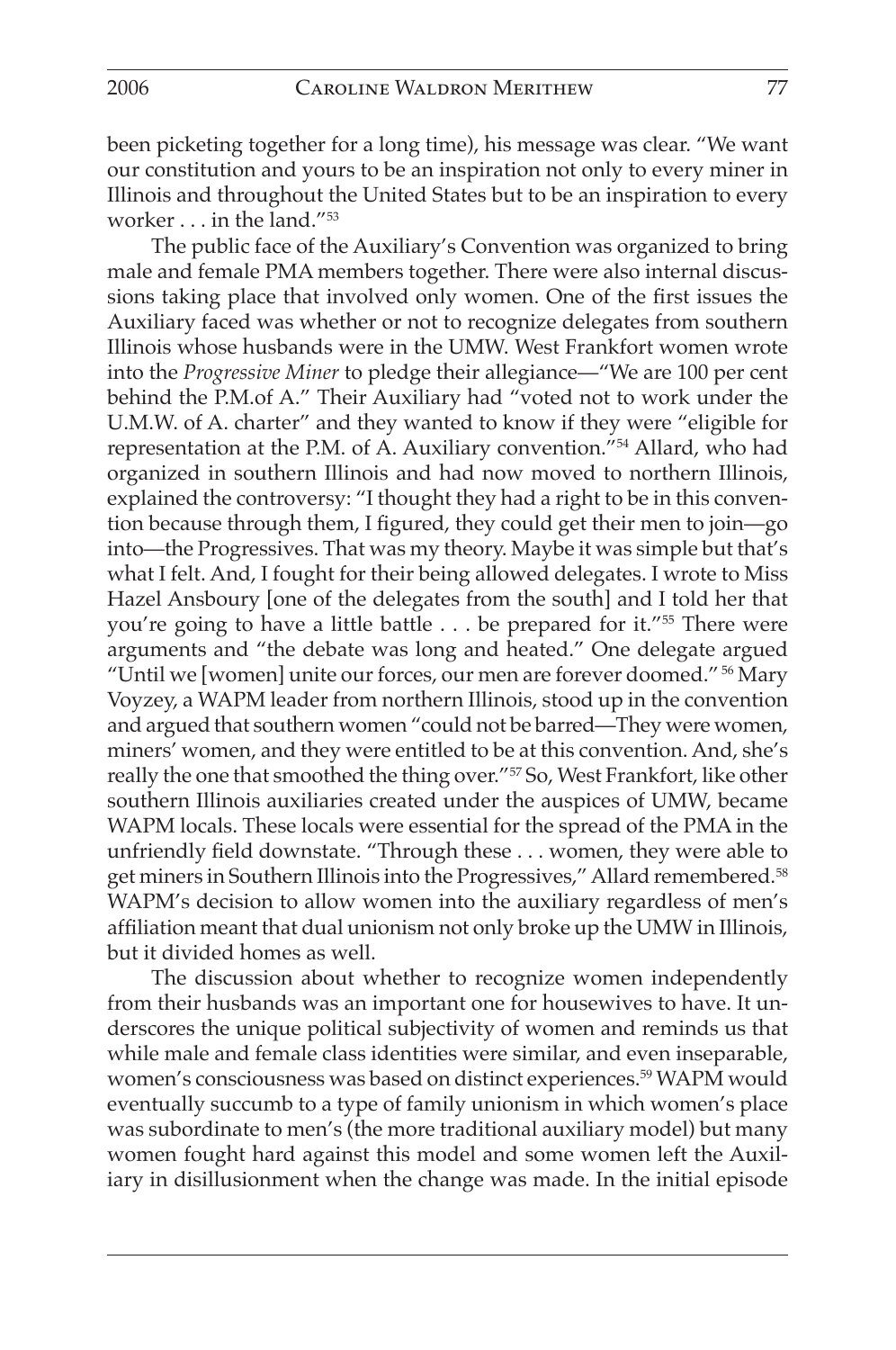been picketing together for a long time), his message was clear. "We want our constitution and yours to be an inspiration not only to every miner in Illinois and throughout the United States but to be an inspiration to every worker . . . in the land."[53]

The public face of the Auxiliary's Convention was organized to bring male and female PMA members together. There were also internal discussions taking place that involved only women. One of the first issues the Auxiliary faced was whether or not to recognize delegates from southern Illinois whose husbands were in the UMW. West Frankfort women wrote into the *Progressive Miner* to pledge their allegiance—"We are 100 per cent behind the P.M.of A." Their Auxiliary had "voted not to work under the U.M.W. of A. charter" and they wanted to know if they were "eligible for representation at the P.M. of A. Auxiliary convention."[54] Allard, who had organized in southern Illinois and had now moved to northern Illinois, explained the controversy: "I thought they had a right to be in this convention because through them, I figured, they could get their men to join—go into—the Progressives. That was my theory. Maybe it was simple but that's what I felt. And, I fought for their being allowed delegates. I wrote to Miss Hazel Ansboury [one of the delegates from the south] and I told her that you're going to have a little battle . . . be prepared for it."[55] There were arguments and "the debate was long and heated." One delegate argued "Until we [women] unite our forces, our men are forever doomed."[56] Mary Voyzey, a WAPM leader from northern Illinois, stood up in the convention and argued that southern women "could not be barred—They were women, miners' women, and they were entitled to be at this convention. And, she's really the one that smoothed the thing over."[57] So, West Frankfort, like other southern Illinois auxiliaries created under the auspices of UMW, became WAPM locals. These locals were essential for the spread of the PMA in the unfriendly field downstate. "Through these . . . women, they were able to get miners in Southern Illinois into the Progressives," Allard remembered.[58] WAPM's decision to allow women into the auxiliary regardless of men's affiliation meant that dual unionism not only broke up the UMW in Illinois, but it divided homes as well.

The discussion about whether to recognize women independently from their husbands was an important one for housewives to have. It underscores the unique political subjectivity of women and reminds us that while male and female class identities were similar, and even inseparable, women's consciousness was based on distinct experiences.[59] WAPM would eventually succumb to a type of family unionism in which women's place was subordinate to men's (the more traditional auxiliary model) but many women fought hard against this model and some women left the Auxiliary in disillusionment when the change was made. In the initial episode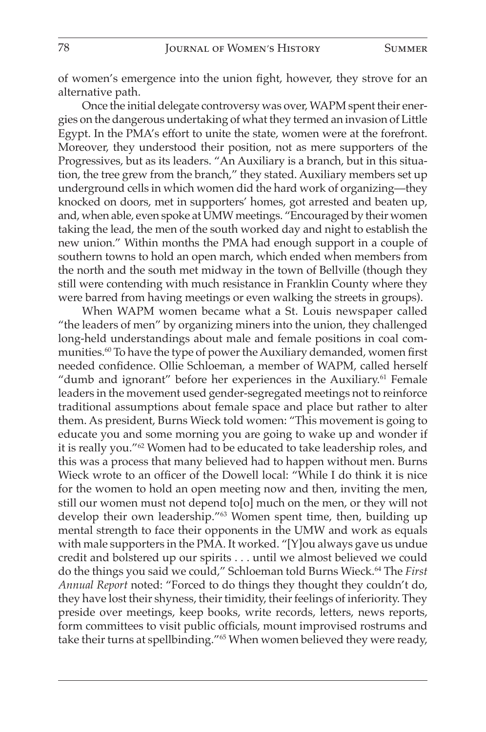of women's emergence into the union fight, however, they strove for an alternative path.

Once the initial delegate controversy was over, WAPM spent their energies on the dangerous undertaking of what they termed an invasion of Little Egypt. In the PMA's effort to unite the state, women were at the forefront. Moreover, they understood their position, not as mere supporters of the Progressives, but as its leaders. "An Auxiliary is a branch, but in this situation, the tree grew from the branch," they stated. Auxiliary members set up underground cells in which women did the hard work of organizing—they knocked on doors, met in supporters' homes, got arrested and beaten up, and, when able, even spoke at UMW meetings. "Encouraged by their women taking the lead, the men of the south worked day and night to establish the new union." Within months the PMA had enough support in a couple of southern towns to hold an open march, which ended when members from the north and the south met midway in the town of Bellville (though they still were contending with much resistance in Franklin County where they were barred from having meetings or even walking the streets in groups).

When WAPM women became what a St. Louis newspaper called "the leaders of men" by organizing miners into the union, they challenged long-held understandings about male and female positions in coal communities.[60] To have the type of power the Auxiliary demanded, women first needed confidence. Ollie Schloeman, a member of WAPM, called herself "dumb and ignorant" before her experiences in the Auxiliary.[61] Female leaders in the movement used gender-segregated meetings not to reinforce traditional assumptions about female space and place but rather to alter them. As president, Burns Wieck told women: "This movement is going to educate you and some morning you are going to wake up and wonder if it is really you."[62] Women had to be educated to take leadership roles, and this was a process that many believed had to happen without men. Burns Wieck wrote to an officer of the Dowell local: "While I do think it is nice for the women to hold an open meeting now and then, inviting the men, still our women must not depend to[o] much on the men, or they will not develop their own leadership."[63] Women spent time, then, building up mental strength to face their opponents in the UMW and work as equals with male supporters in the PMA. It worked. "[Y]ou always gave us undue credit and bolstered up our spirits . . . until we almost believed we could do the things you said we could," Schloeman told Burns Wieck.[64] The *First Annual Report* noted: "Forced to do things they thought they couldn't do, they have lost their shyness, their timidity, their feelings of inferiority. They preside over meetings, keep books, write records, letters, news reports, form committees to visit public officials, mount improvised rostrums and take their turns at spellbinding."[65] When women believed they were ready,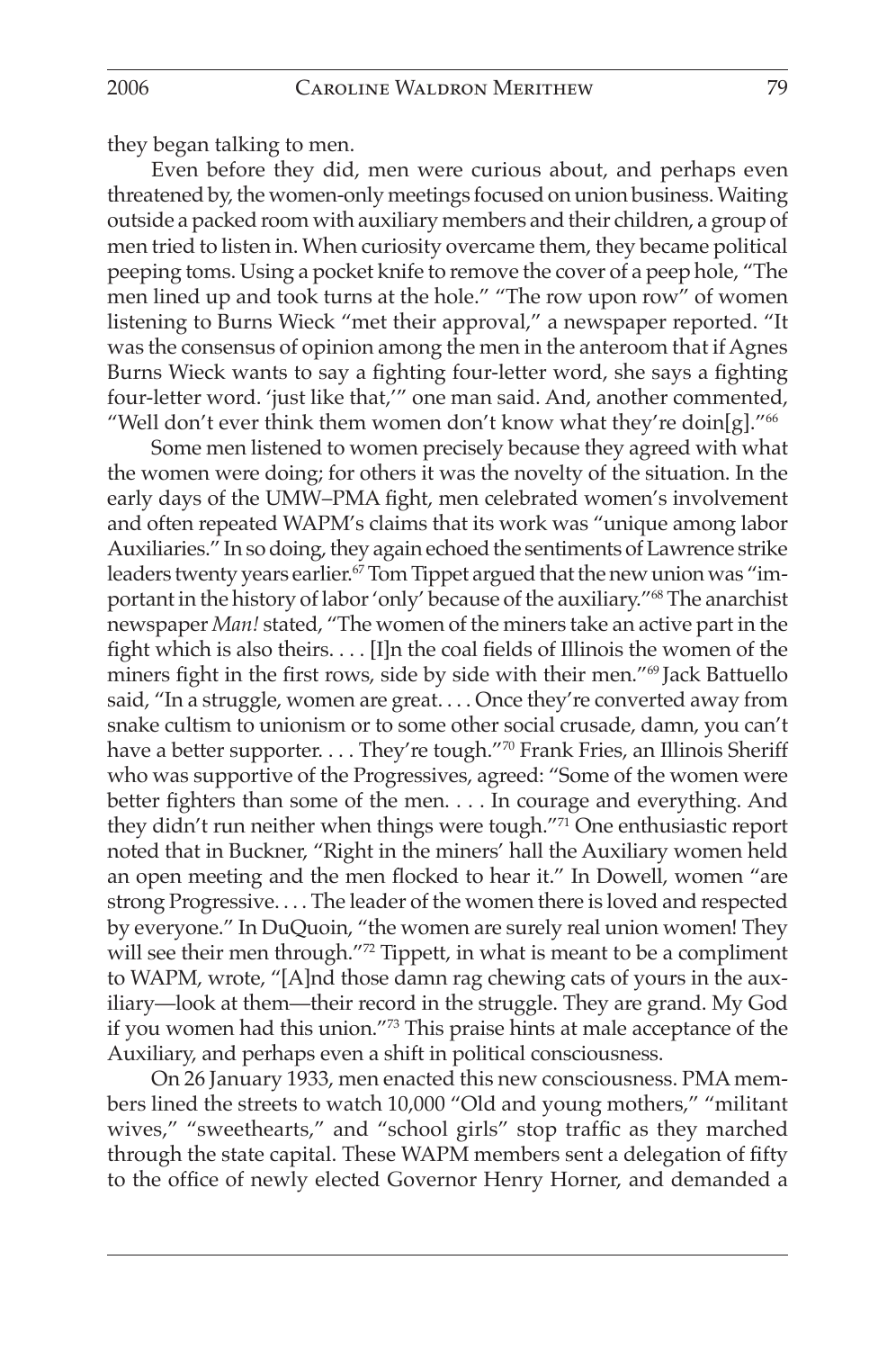they began talking to men.

Even before they did, men were curious about, and perhaps even threatened by, the women-only meetings focused on union business. Waiting outside a packed room with auxiliary members and their children, a group of men tried to listen in. When curiosity overcame them, they became political peeping toms. Using a pocket knife to remove the cover of a peep hole, "The men lined up and took turns at the hole." "The row upon row" of women listening to Burns Wieck "met their approval," a newspaper reported. "It was the consensus of opinion among the men in the anteroom that if Agnes Burns Wieck wants to say a fighting four-letter word, she says a fighting four-letter word. 'just like that,'" one man said. And, another commented, "Well don't ever think them women don't know what they're doin[g]."[66]

Some men listened to women precisely because they agreed with what the women were doing; for others it was the novelty of the situation. In the early days of the UMW–PMA fight, men celebrated women's involvement and often repeated WAPM's claims that its work was "unique among labor Auxiliaries." In so doing, they again echoed the sentiments of Lawrence strike leaders twenty years earlier.[67] Tom Tippet argued that the new union was "important in the history of labor 'only' because of the auxiliary."[68] The anarchist newspaper *Man!* stated, "The women of the miners take an active part in the fight which is also theirs. . . . [I]n the coal fields of Illinois the women of the miners fight in the first rows, side by side with their men."[69] Jack Battuello said, "In a struggle, women are great. . . . Once they're converted away from snake cultism to unionism or to some other social crusade, damn, you can't have a better supporter. . . . They're tough."[70] Frank Fries, an Illinois Sheriff who was supportive of the Progressives, agreed: "Some of the women were better fighters than some of the men. . . . In courage and everything. And they didn't run neither when things were tough."[71] One enthusiastic report noted that in Buckner, "Right in the miners' hall the Auxiliary women held an open meeting and the men flocked to hear it." In Dowell, women "are strong Progressive. . . . The leader of the women there is loved and respected by everyone." In DuQuoin, "the women are surely real union women! They will see their men through."[72] Tippett, in what is meant to be a compliment to WAPM, wrote, "[A]nd those damn rag chewing cats of yours in the auxiliary—look at them—their record in the struggle. They are grand. My God if you women had this union."[73] This praise hints at male acceptance of the Auxiliary, and perhaps even a shift in political consciousness.

On 26 January 1933, men enacted this new consciousness. PMA members lined the streets to watch 10,000 "Old and young mothers," "militant wives," "sweethearts," and "school girls" stop traffic as they marched through the state capital. These WAPM members sent a delegation of fifty to the office of newly elected Governor Henry Horner, and demanded a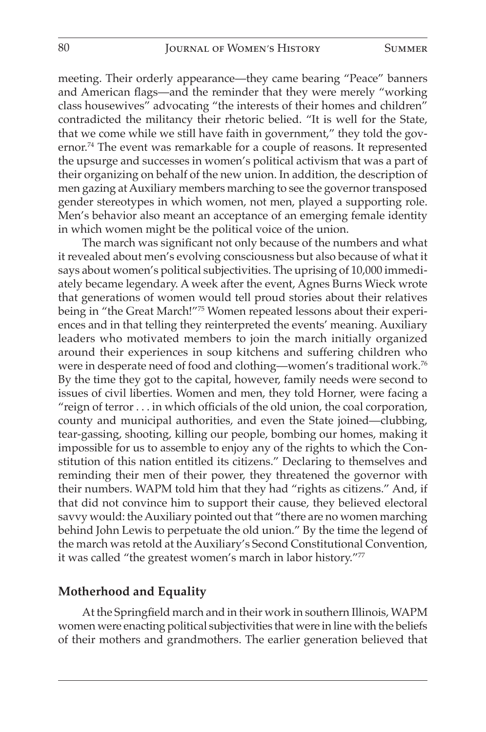meeting. Their orderly appearance—they came bearing "Peace" banners and American flags—and the reminder that they were merely "working class housewives" advocating "the interests of their homes and children" contradicted the militancy their rhetoric belied. "It is well for the State, that we come while we still have faith in government," they told the governor.[74] The event was remarkable for a couple of reasons. It represented the upsurge and successes in women's political activism that was a part of their organizing on behalf of the new union. In addition, the description of men gazing at Auxiliary members marching to see the governor transposed gender stereotypes in which women, not men, played a supporting role. Men's behavior also meant an acceptance of an emerging female identity in which women might be the political voice of the union.

The march was significant not only because of the numbers and what it revealed about men's evolving consciousness but also because of what it says about women's political subjectivities. The uprising of 10,000 immediately became legendary. A week after the event, Agnes Burns Wieck wrote that generations of women would tell proud stories about their relatives being in "the Great March!"[75] Women repeated lessons about their experiences and in that telling they reinterpreted the events' meaning. Auxiliary leaders who motivated members to join the march initially organized around their experiences in soup kitchens and suffering children who were in desperate need of food and clothing—women's traditional work.[76] By the time they got to the capital, however, family needs were second to issues of civil liberties. Women and men, they told Horner, were facing a "reign of terror . . . in which officials of the old union, the coal corporation, county and municipal authorities, and even the State joined—clubbing, tear-gassing, shooting, killing our people, bombing our homes, making it impossible for us to assemble to enjoy any of the rights to which the Constitution of this nation entitled its citizens." Declaring to themselves and reminding their men of their power, they threatened the governor with their numbers. WAPM told him that they had "rights as citizens." And, if that did not convince him to support their cause, they believed electoral savvy would: the Auxiliary pointed out that "there are no women marching behind John Lewis to perpetuate the old union." By the time the legend of the march was retold at the Auxiliary's Second Constitutional Convention, it was called "the greatest women's march in labor history."[77]

## Motherhood and Equality

At the Springfield march and in their work in southern Illinois, WAPM women were enacting political subjectivities that were in line with the beliefs of their mothers and grandmothers. The earlier generation believed that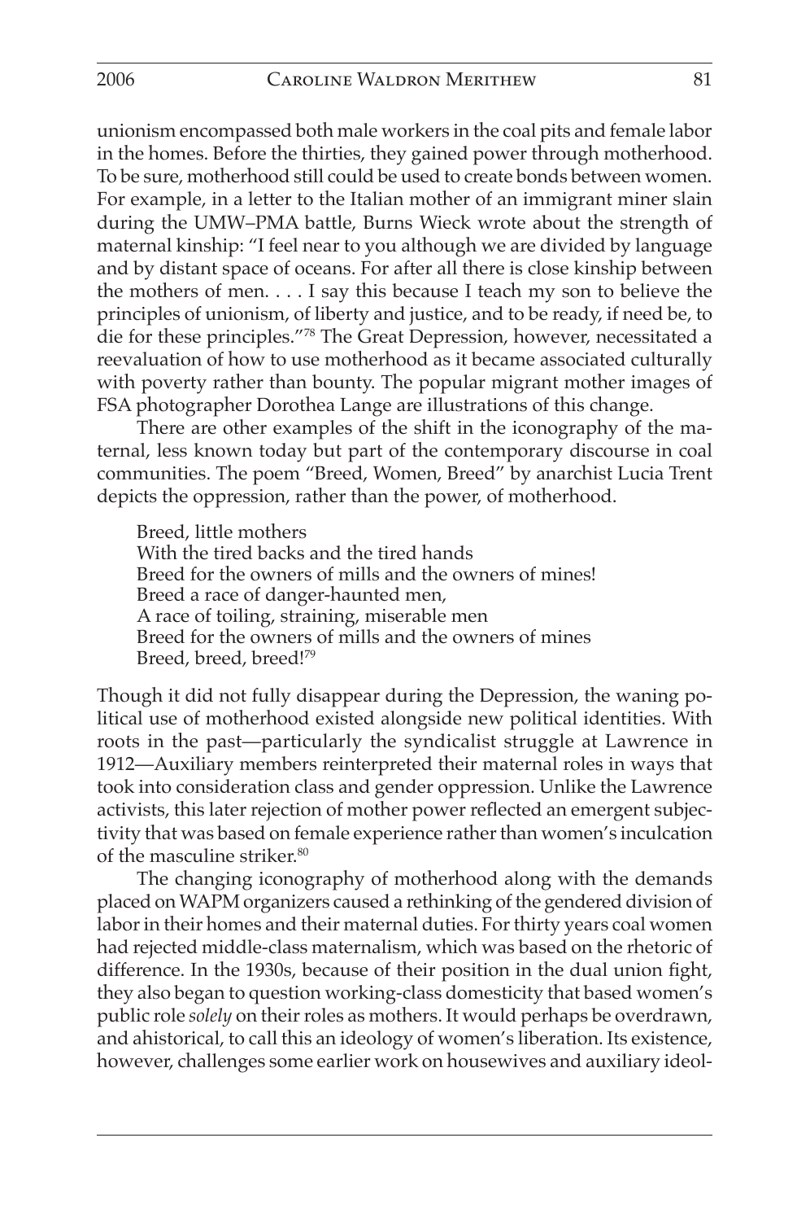unionism encompassed both male workers in the coal pits and female labor in the homes. Before the thirties, they gained power through motherhood. To be sure, motherhood still could be used to create bonds between women. For example, in a letter to the Italian mother of an immigrant miner slain during the UMW–PMA battle, Burns Wieck wrote about the strength of maternal kinship: "I feel near to you although we are divided by language and by distant space of oceans. For after all there is close kinship between the mothers of men. . . . I say this because I teach my son to believe the principles of unionism, of liberty and justice, and to be ready, if need be, to die for these principles."[78] The Great Depression, however, necessitated a reevaluation of how to use motherhood as it became associated culturally with poverty rather than bounty. The popular migrant mother images of FSA photographer Dorothea Lange are illustrations of this change.

There are other examples of the shift in the iconography of the maternal, less known today but part of the contemporary discourse in coal communities. The poem "Breed, Women, Breed" by anarchist Lucia Trent depicts the oppression, rather than the power, of motherhood.

> Breed, little mothers
> With the tired backs and the tired hands
> Breed for the owners of mills and the owners of mines!
> Breed a race of danger-haunted men,
> A race of toiling, straining, miserable men
> Breed for the owners of mills and the owners of mines
> Breed, breed, breed![79]

Though it did not fully disappear during the Depression, the waning political use of motherhood existed alongside new political identities. With roots in the past—particularly the syndicalist struggle at Lawrence in 1912—Auxiliary members reinterpreted their maternal roles in ways that took into consideration class and gender oppression. Unlike the Lawrence activists, this later rejection of mother power reflected an emergent subjectivity that was based on female experience rather than women's inculcation of the masculine striker.[80]

The changing iconography of motherhood along with the demands placed on WAPM organizers caused a rethinking of the gendered division of labor in their homes and their maternal duties. For thirty years coal women had rejected middle-class maternalism, which was based on the rhetoric of difference. In the 1930s, because of their position in the dual union fight, they also began to question working-class domesticity that based women's public role *solely* on their roles as mothers. It would perhaps be overdrawn, and ahistorical, to call this an ideology of women's liberation. Its existence, however, challenges some earlier work on housewives and auxiliary ideol-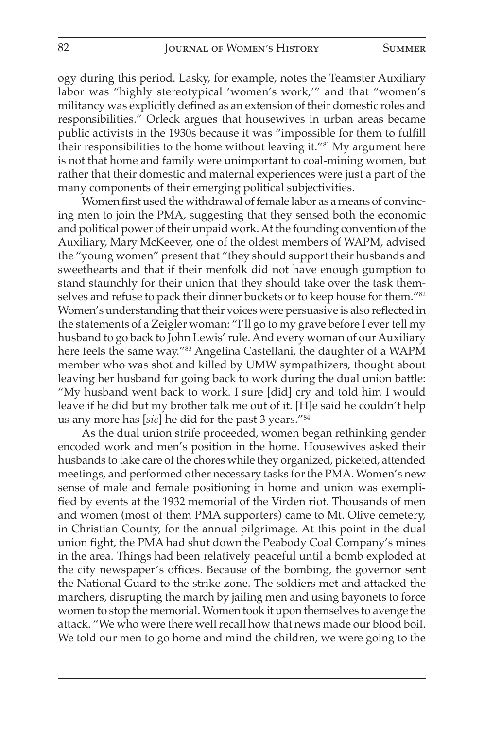ogy during this period. Lasky, for example, notes the Teamster Auxiliary labor was "highly stereotypical 'women's work,'" and that "women's militancy was explicitly defined as an extension of their domestic roles and responsibilities." Orleck argues that housewives in urban areas became public activists in the 1930s because it was "impossible for them to fulfill their responsibilities to the home without leaving it."[81] My argument here is not that home and family were unimportant to coal-mining women, but rather that their domestic and maternal experiences were just a part of the many components of their emerging political subjectivities.

Women first used the withdrawal of female labor as a means of convincing men to join the PMA, suggesting that they sensed both the economic and political power of their unpaid work. At the founding convention of the Auxiliary, Mary McKeever, one of the oldest members of WAPM, advised the "young women" present that "they should support their husbands and sweethearts and that if their menfolk did not have enough gumption to stand staunchly for their union that they should take over the task themselves and refuse to pack their dinner buckets or to keep house for them."[82] Women's understanding that their voices were persuasive is also reflected in the statements of a Zeigler woman: "I'll go to my grave before I ever tell my husband to go back to John Lewis' rule. And every woman of our Auxiliary here feels the same way."[83] Angelina Castellani, the daughter of a WAPM member who was shot and killed by UMW sympathizers, thought about leaving her husband for going back to work during the dual union battle: "My husband went back to work. I sure [did] cry and told him I would leave if he did but my brother talk me out of it. [H]e said he couldn't help us any more has [*sic*] he did for the past 3 years."[84]

As the dual union strife proceeded, women began rethinking gender encoded work and men's position in the home. Housewives asked their husbands to take care of the chores while they organized, picketed, attended meetings, and performed other necessary tasks for the PMA. Women's new sense of male and female positioning in home and union was exemplified by events at the 1932 memorial of the Virden riot. Thousands of men and women (most of them PMA supporters) came to Mt. Olive cemetery, in Christian County, for the annual pilgrimage. At this point in the dual union fight, the PMA had shut down the Peabody Coal Company's mines in the area. Things had been relatively peaceful until a bomb exploded at the city newspaper's offices. Because of the bombing, the governor sent the National Guard to the strike zone. The soldiers met and attacked the marchers, disrupting the march by jailing men and using bayonets to force women to stop the memorial. Women took it upon themselves to avenge the attack. "We who were there well recall how that news made our blood boil. We told our men to go home and mind the children, we were going to the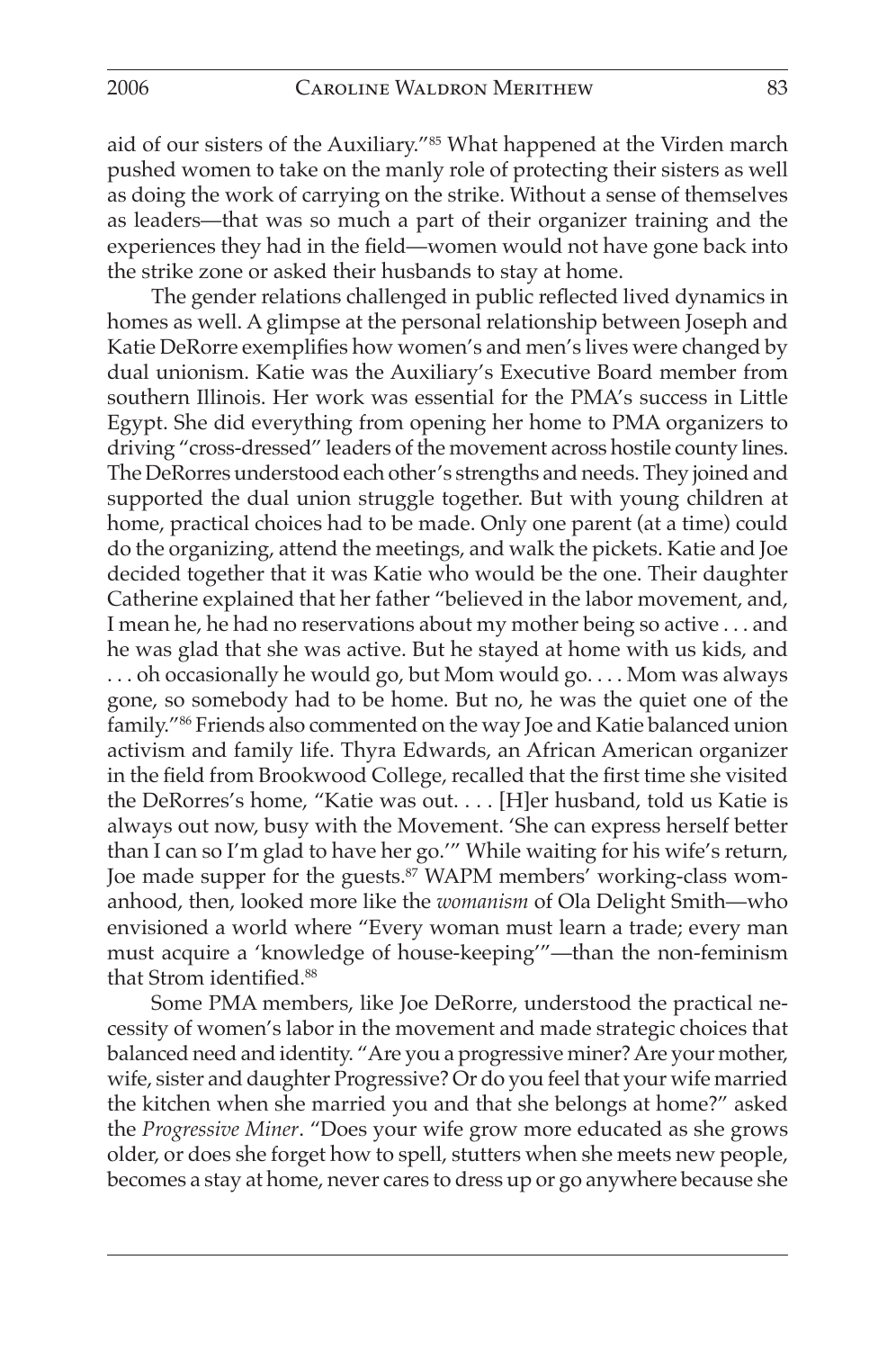aid of our sisters of the Auxiliary."[85] What happened at the Virden march pushed women to take on the manly role of protecting their sisters as well as doing the work of carrying on the strike. Without a sense of themselves as leaders—that was so much a part of their organizer training and the experiences they had in the field—women would not have gone back into the strike zone or asked their husbands to stay at home.

The gender relations challenged in public reflected lived dynamics in homes as well. A glimpse at the personal relationship between Joseph and Katie DeRorre exemplifies how women's and men's lives were changed by dual unionism. Katie was the Auxiliary's Executive Board member from southern Illinois. Her work was essential for the PMA's success in Little Egypt. She did everything from opening her home to PMA organizers to driving "cross-dressed" leaders of the movement across hostile county lines. The DeRorres understood each other's strengths and needs. They joined and supported the dual union struggle together. But with young children at home, practical choices had to be made. Only one parent (at a time) could do the organizing, attend the meetings, and walk the pickets. Katie and Joe decided together that it was Katie who would be the one. Their daughter Catherine explained that her father "believed in the labor movement, and, I mean he, he had no reservations about my mother being so active . . . and he was glad that she was active. But he stayed at home with us kids, and . . . oh occasionally he would go, but Mom would go. . . . Mom was always gone, so somebody had to be home. But no, he was the quiet one of the family."[86] Friends also commented on the way Joe and Katie balanced union activism and family life. Thyra Edwards, an African American organizer in the field from Brookwood College, recalled that the first time she visited the DeRorres's home, "Katie was out. . . . [H]er husband, told us Katie is always out now, busy with the Movement. 'She can express herself better than I can so I'm glad to have her go.'" While waiting for his wife's return, Joe made supper for the guests.[87] WAPM members' working-class womanhood, then, looked more like the *womanism* of Ola Delight Smith—who envisioned a world where "Every woman must learn a trade; every man must acquire a 'knowledge of house-keeping'"—than the non-feminism that Strom identified.[88]

Some PMA members, like Joe DeRorre, understood the practical necessity of women's labor in the movement and made strategic choices that balanced need and identity. "Are you a progressive miner? Are your mother, wife, sister and daughter Progressive? Or do you feel that your wife married the kitchen when she married you and that she belongs at home?" asked the *Progressive Miner*. "Does your wife grow more educated as she grows older, or does she forget how to spell, stutters when she meets new people, becomes a stay at home, never cares to dress up or go anywhere because she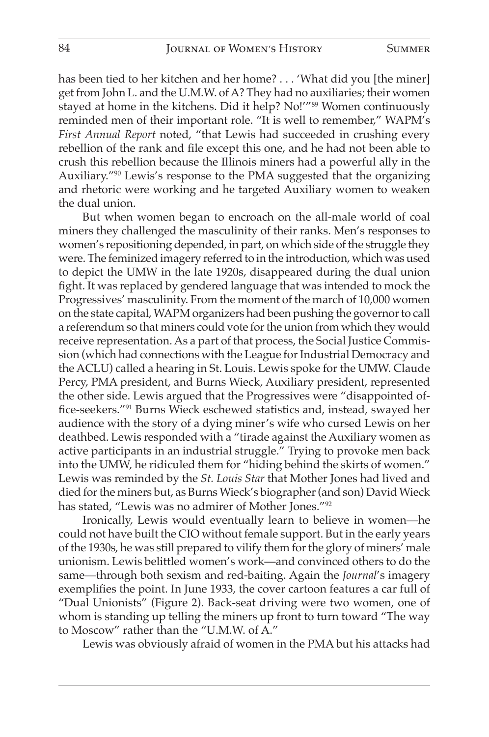has been tied to her kitchen and her home? . . . 'What did you [the miner] get from John L. and the U.M.W. of A? They had no auxiliaries; their women stayed at home in the kitchens. Did it help? No!'"[89] Women continuously reminded men of their important role. "It is well to remember," WAPM's *First Annual Report* noted, "that Lewis had succeeded in crushing every rebellion of the rank and file except this one, and he had not been able to crush this rebellion because the Illinois miners had a powerful ally in the Auxiliary."[90] Lewis's response to the PMA suggested that the organizing and rhetoric were working and he targeted Auxiliary women to weaken the dual union.

But when women began to encroach on the all-male world of coal miners they challenged the masculinity of their ranks. Men's responses to women's repositioning depended, in part, on which side of the struggle they were. The feminized imagery referred to in the introduction, which was used to depict the UMW in the late 1920s, disappeared during the dual union fight. It was replaced by gendered language that was intended to mock the Progressives' masculinity. From the moment of the march of 10,000 women on the state capital, WAPM organizers had been pushing the governor to call a referendum so that miners could vote for the union from which they would receive representation. As a part of that process, the Social Justice Commission (which had connections with the League for Industrial Democracy and the ACLU) called a hearing in St. Louis. Lewis spoke for the UMW. Claude Percy, PMA president, and Burns Wieck, Auxiliary president, represented the other side. Lewis argued that the Progressives were "disappointed office-seekers."[91] Burns Wieck eschewed statistics and, instead, swayed her audience with the story of a dying miner's wife who cursed Lewis on her deathbed. Lewis responded with a "tirade against the Auxiliary women as active participants in an industrial struggle." Trying to provoke men back into the UMW, he ridiculed them for "hiding behind the skirts of women." Lewis was reminded by the *St. Louis Star* that Mother Jones had lived and died for the miners but, as Burns Wieck's biographer (and son) David Wieck has stated, "Lewis was no admirer of Mother Jones."[92]

Ironically, Lewis would eventually learn to believe in women—he could not have built the CIO without female support. But in the early years of the 1930s, he was still prepared to vilify them for the glory of miners' male unionism. Lewis belittled women's work—and convinced others to do the same—through both sexism and red-baiting. Again the *Journal*'s imagery exemplifies the point. In June 1933, the cover cartoon features a car full of "Dual Unionists" (Figure 2). Back-seat driving were two women, one of whom is standing up telling the miners up front to turn toward "The way to Moscow" rather than the "U.M.W. of A."

Lewis was obviously afraid of women in the PMA but his attacks had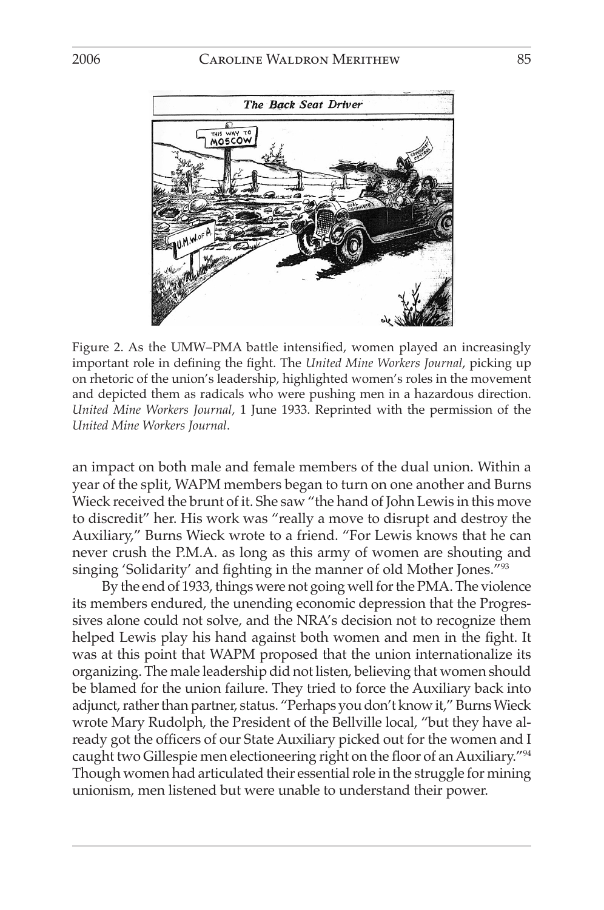Figure 2. As the UMW–PMA battle intensified, women played an increasingly important role in defining the fight. The *United Mine Workers Journal*, picking up on rhetoric of the union's leadership, highlighted women's roles in the movement and depicted them as radicals who were pushing men in a hazardous direction. *United Mine Workers Journal*, 1 June 1933. Reprinted with the permission of the *United Mine Workers Journal*.

an impact on both male and female members of the dual union. Within a year of the split, WAPM members began to turn on one another and Burns Wieck received the brunt of it. She saw "the hand of John Lewis in this move to discredit" her. His work was "really a move to disrupt and destroy the Auxiliary," Burns Wieck wrote to a friend. "For Lewis knows that he can never crush the P.M.A. as long as this army of women are shouting and singing 'Solidarity' and fighting in the manner of old Mother Jones."[93]

By the end of 1933, things were not going well for the PMA. The violence its members endured, the unending economic depression that the Progressives alone could not solve, and the NRA's decision not to recognize them helped Lewis play his hand against both women and men in the fight. It was at this point that WAPM proposed that the union internationalize its organizing. The male leadership did not listen, believing that women should be blamed for the union failure. They tried to force the Auxiliary back into adjunct, rather than partner, status. "Perhaps you don't know it," Burns Wieck wrote Mary Rudolph, the President of the Bellville local, "but they have already got the officers of our State Auxiliary picked out for the women and I caught two Gillespie men electioneering right on the floor of an Auxiliary."[94] Though women had articulated their essential role in the struggle for mining unionism, men listened but were unable to understand their power.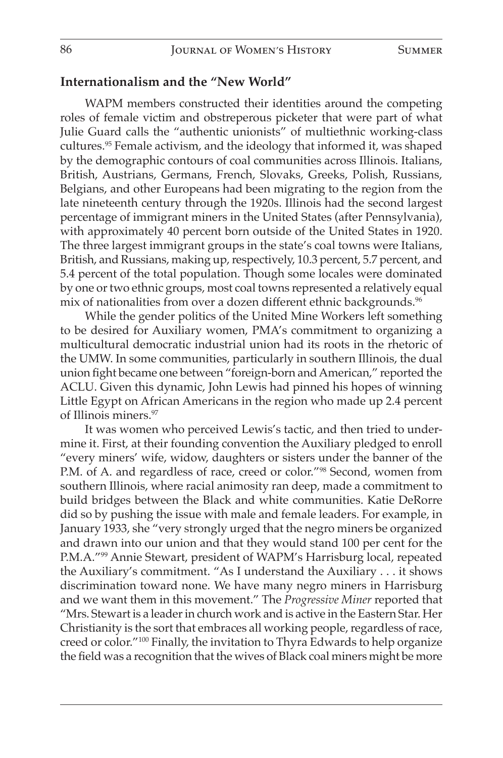## Internationalism and the "New World"

WAPM members constructed their identities around the competing roles of female victim and obstreperous picketer that were part of what Julie Guard calls the "authentic unionists" of multiethnic working-class cultures.[95] Female activism, and the ideology that informed it, was shaped by the demographic contours of coal communities across Illinois. Italians, British, Austrians, Germans, French, Slovaks, Greeks, Polish, Russians, Belgians, and other Europeans had been migrating to the region from the late nineteenth century through the 1920s. Illinois had the second largest percentage of immigrant miners in the United States (after Pennsylvania), with approximately 40 percent born outside of the United States in 1920. The three largest immigrant groups in the state's coal towns were Italians, British, and Russians, making up, respectively, 10.3 percent, 5.7 percent, and 5.4 percent of the total population. Though some locales were dominated by one or two ethnic groups, most coal towns represented a relatively equal mix of nationalities from over a dozen different ethnic backgrounds.[96]

While the gender politics of the United Mine Workers left something to be desired for Auxiliary women, PMA's commitment to organizing a multicultural democratic industrial union had its roots in the rhetoric of the UMW. In some communities, particularly in southern Illinois, the dual union fight became one between "foreign-born and American," reported the ACLU. Given this dynamic, John Lewis had pinned his hopes of winning Little Egypt on African Americans in the region who made up 2.4 percent of Illinois miners.[97]

It was women who perceived Lewis's tactic, and then tried to undermine it. First, at their founding convention the Auxiliary pledged to enroll "every miners' wife, widow, daughters or sisters under the banner of the P.M. of A. and regardless of race, creed or color."[98] Second, women from southern Illinois, where racial animosity ran deep, made a commitment to build bridges between the Black and white communities. Katie DeRorre did so by pushing the issue with male and female leaders. For example, in January 1933, she "very strongly urged that the negro miners be organized and drawn into our union and that they would stand 100 per cent for the P.M.A."[99] Annie Stewart, president of WAPM's Harrisburg local, repeated the Auxiliary's commitment. "As I understand the Auxiliary . . . it shows discrimination toward none. We have many negro miners in Harrisburg and we want them in this movement." The *Progressive Miner* reported that "Mrs. Stewart is a leader in church work and is active in the Eastern Star. Her Christianity is the sort that embraces all working people, regardless of race, creed or color."[100] Finally, the invitation to Thyra Edwards to help organize the field was a recognition that the wives of Black coal miners might be more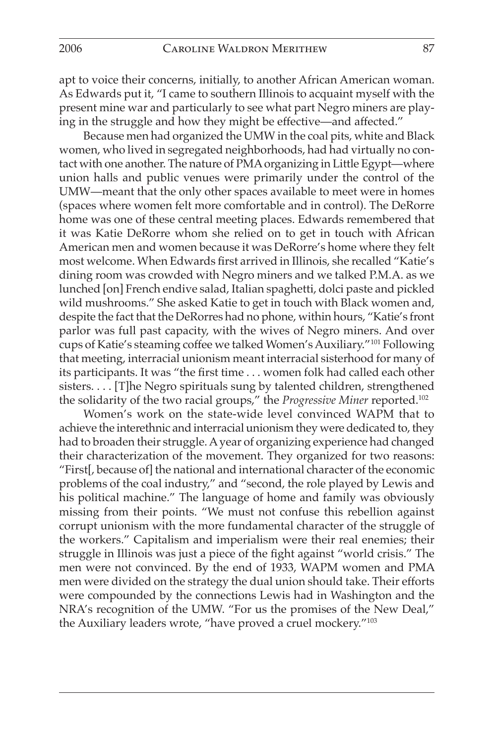apt to voice their concerns, initially, to another African American woman. As Edwards put it, "I came to southern Illinois to acquaint myself with the present mine war and particularly to see what part Negro miners are playing in the struggle and how they might be effective—and affected."

Because men had organized the UMW in the coal pits, white and Black women, who lived in segregated neighborhoods, had had virtually no contact with one another. The nature of PMA organizing in Little Egypt—where union halls and public venues were primarily under the control of the UMW—meant that the only other spaces available to meet were in homes (spaces where women felt more comfortable and in control). The DeRorre home was one of these central meeting places. Edwards remembered that it was Katie DeRorre whom she relied on to get in touch with African American men and women because it was DeRorre's home where they felt most welcome. When Edwards first arrived in Illinois, she recalled "Katie's dining room was crowded with Negro miners and we talked P.M.A. as we lunched [on] French endive salad, Italian spaghetti, dolci paste and pickled wild mushrooms." She asked Katie to get in touch with Black women and, despite the fact that the DeRorres had no phone, within hours, "Katie's front parlor was full past capacity, with the wives of Negro miners. And over cups of Katie's steaming coffee we talked Women's Auxiliary."[101] Following that meeting, interracial unionism meant interracial sisterhood for many of its participants. It was "the first time . . . women folk had called each other sisters. . . . [T]he Negro spirituals sung by talented children, strengthened the solidarity of the two racial groups," the *Progressive Miner* reported.[102]

Women's work on the state-wide level convinced WAPM that to achieve the interethnic and interracial unionism they were dedicated to, they had to broaden their struggle. A year of organizing experience had changed their characterization of the movement. They organized for two reasons: "First[, because of] the national and international character of the economic problems of the coal industry," and "second, the role played by Lewis and his political machine." The language of home and family was obviously missing from their points. "We must not confuse this rebellion against corrupt unionism with the more fundamental character of the struggle of the workers." Capitalism and imperialism were their real enemies; their struggle in Illinois was just a piece of the fight against "world crisis." The men were not convinced. By the end of 1933, WAPM women and PMA men were divided on the strategy the dual union should take. Their efforts were compounded by the connections Lewis had in Washington and the NRA's recognition of the UMW. "For us the promises of the New Deal," the Auxiliary leaders wrote, "have proved a cruel mockery."[103]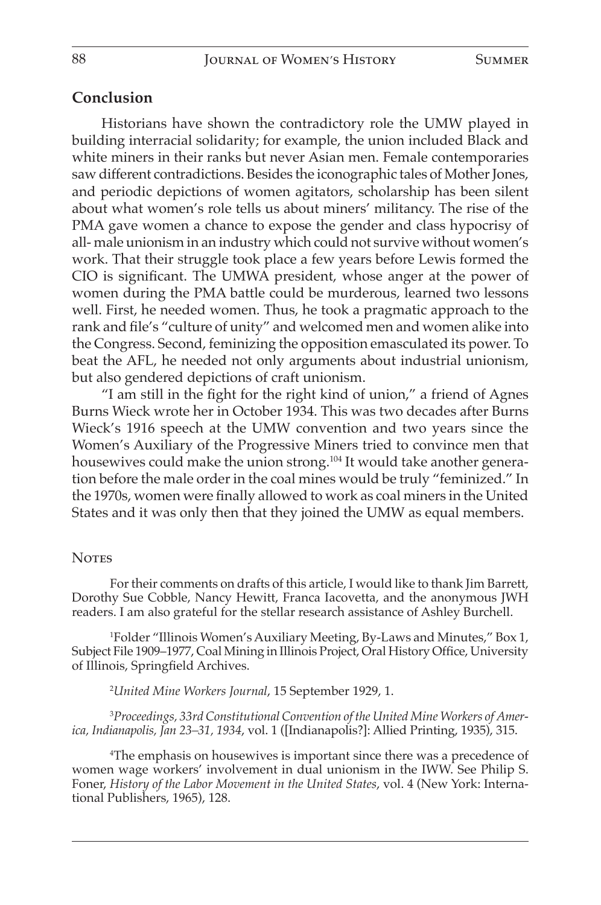## Conclusion

Historians have shown the contradictory role the UMW played in building interracial solidarity; for example, the union included Black and white miners in their ranks but never Asian men. Female contemporaries saw different contradictions. Besides the iconographic tales of Mother Jones, and periodic depictions of women agitators, scholarship has been silent about what women's role tells us about miners' militancy. The rise of the PMA gave women a chance to expose the gender and class hypocrisy of all- male unionism in an industry which could not survive without women's work. That their struggle took place a few years before Lewis formed the CIO is significant. The UMWA president, whose anger at the power of women during the PMA battle could be murderous, learned two lessons well. First, he needed women. Thus, he took a pragmatic approach to the rank and file's "culture of unity" and welcomed men and women alike into the Congress. Second, feminizing the opposition emasculated its power. To beat the AFL, he needed not only arguments about industrial unionism, but also gendered depictions of craft unionism.

"I am still in the fight for the right kind of union," a friend of Agnes Burns Wieck wrote her in October 1934. This was two decades after Burns Wieck's 1916 speech at the UMW convention and two years since the Women's Auxiliary of the Progressive Miners tried to convince men that housewives could make the union strong.[104] It would take another generation before the male order in the coal mines would be truly "feminized." In the 1970s, women were finally allowed to work as coal miners in the United States and it was only then that they joined the UMW as equal members.

## Notes

For their comments on drafts of this article, I would like to thank Jim Barrett, Dorothy Sue Cobble, Nancy Hewitt, Franca Iacovetta, and the anonymous JWH readers. I am also grateful for the stellar research assistance of Ashley Burchell.

[1]Folder "Illinois Women's Auxiliary Meeting, By-Laws and Minutes," Box 1, Subject File 1909–1977, Coal Mining in Illinois Project, Oral History Office, University of Illinois, Springfield Archives.

[2]*United Mine Workers Journal*, 15 September 1929, 1.

[3]*Proceedings, 33rd Constitutional Convention of the United Mine Workers of America, Indianapolis, Jan 23–31, 1934*, vol. 1 ([Indianapolis?]: Allied Printing, 1935), 315.

[4]The emphasis on housewives is important since there was a precedence of women wage workers' involvement in dual unionism in the IWW. See Philip S. Foner, *History of the Labor Movement in the United States*, vol. 4 (New York: International Publishers, 1965), 128.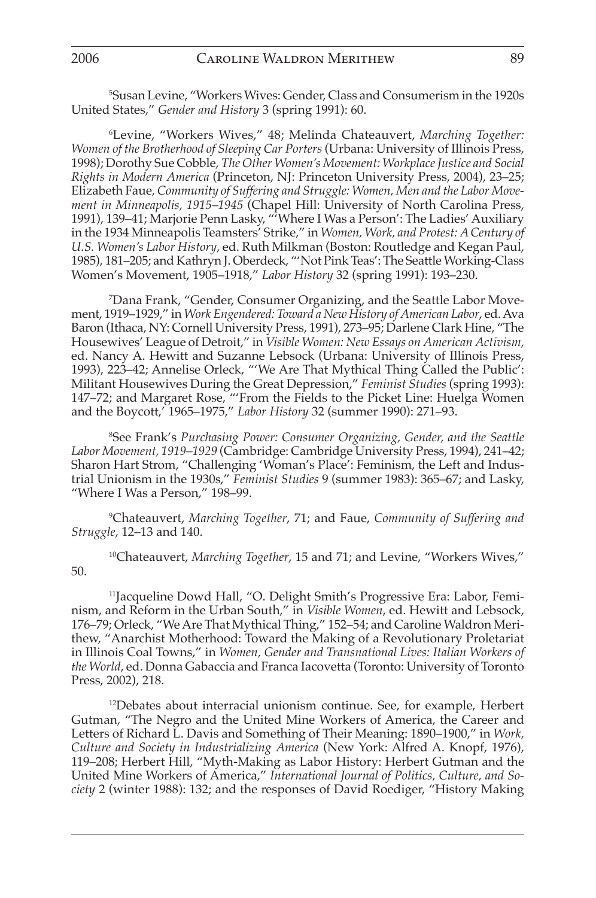[5]Susan Levine, "Workers Wives: Gender, Class and Consumerism in the 1920s United States," *Gender and History* 3 (spring 1991): 60.

[6]Levine, "Workers Wives," 48; Melinda Chateauvert, *Marching Together: Women of the Brotherhood of Sleeping Car Porters* (Urbana: University of Illinois Press, 1998); Dorothy Sue Cobble, *The Other Women's Movement: Workplace Justice and Social Rights in Modern America* (Princeton, NJ: Princeton University Press, 2004), 23–25; Elizabeth Faue, *Community of Suffering and Struggle: Women, Men and the Labor Movement in Minneapolis, 1915–1945* (Chapel Hill: University of North Carolina Press, 1991), 139–41; Marjorie Penn Lasky, "'Where I Was a Person': The Ladies' Auxiliary in the 1934 Minneapolis Teamsters' Strike," in *Women, Work, and Protest: A Century of U.S. Women's Labor History*, ed. Ruth Milkman (Boston: Routledge and Kegan Paul, 1985), 181–205; and Kathryn J. Oberdeck, "'Not Pink Teas': The Seattle Working-Class Women's Movement, 1905–1918," *Labor History* 32 (spring 1991): 193–230.

[7]Dana Frank, "Gender, Consumer Organizing, and the Seattle Labor Movement, 1919–1929," in *Work Engendered: Toward a New History of American Labor*, ed. Ava Baron (Ithaca, NY: Cornell University Press, 1991), 273–95; Darlene Clark Hine, "The Housewives' League of Detroit," in *Visible Women: New Essays on American Activism*, ed. Nancy A. Hewitt and Suzanne Lebsock (Urbana: University of Illinois Press, 1993), 223–42; Annelise Orleck, "'We Are That Mythical Thing Called the Public': Militant Housewives During the Great Depression," *Feminist Studies* (spring 1993): 147–72; and Margaret Rose, "'From the Fields to the Picket Line: Huelga Women and the Boycott,' 1965–1975," *Labor History* 32 (summer 1990): 271–93.

[8]See Frank's *Purchasing Power: Consumer Organizing, Gender, and the Seattle Labor Movement, 1919–1929* (Cambridge: Cambridge University Press, 1994), 241–42; Sharon Hart Strom, "Challenging 'Woman's Place': Feminism, the Left and Industrial Unionism in the 1930s," *Feminist Studies* 9 (summer 1983): 365–67; and Lasky, "Where I Was a Person," 198–99.

[9]Chateauvert, *Marching Together*, 71; and Faue, *Community of Suffering and Struggle*, 12–13 and 140.

[10]Chateauvert, *Marching Together*, 15 and 71; and Levine, "Workers Wives," 50.

[11]Jacqueline Dowd Hall, "O. Delight Smith's Progressive Era: Labor, Feminism, and Reform in the Urban South," in *Visible Women*, ed. Hewitt and Lebsock, 176–79; Orleck, "We Are That Mythical Thing," 152–54; and Caroline Waldron Merithew, "Anarchist Motherhood: Toward the Making of a Revolutionary Proletariat in Illinois Coal Towns," in *Women, Gender and Transnational Lives: Italian Workers of the World*, ed. Donna Gabaccia and Franca Iacovetta (Toronto: University of Toronto Press, 2002), 218.

[12]Debates about interracial unionism continue. See, for example, Herbert Gutman, "The Negro and the United Mine Workers of America, the Career and Letters of Richard L. Davis and Something of Their Meaning: 1890–1900," in *Work, Culture and Society in Industrializing America* (New York: Alfred A. Knopf, 1976), 119–208; Herbert Hill, "Myth-Making as Labor History: Herbert Gutman and the United Mine Workers of America," *International Journal of Politics, Culture, and Society* 2 (winter 1988): 132; and the responses of David Roediger, "History Making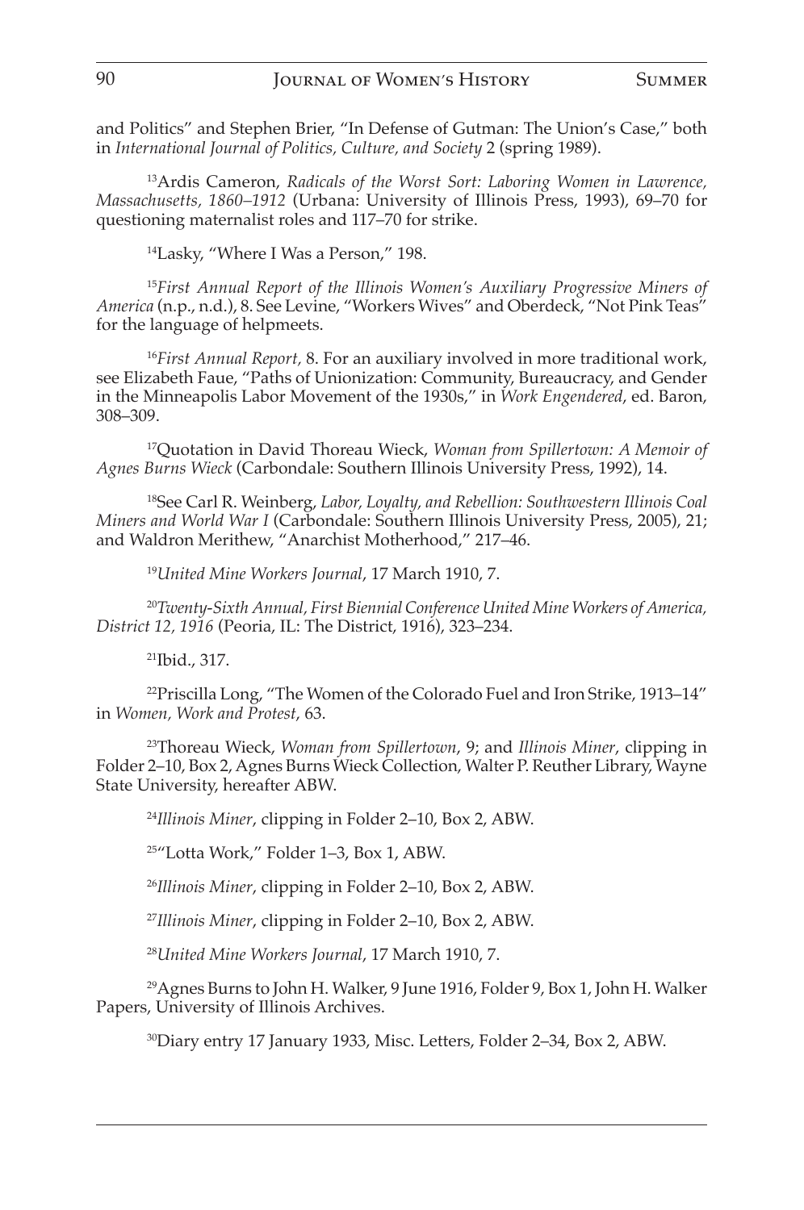and Politics" and Stephen Brier, "In Defense of Gutman: The Union's Case," both in *International Journal of Politics, Culture, and Society* 2 (spring 1989).

[13]Ardis Cameron, *Radicals of the Worst Sort: Laboring Women in Lawrence, Massachusetts, 1860–1912* (Urbana: University of Illinois Press, 1993), 69–70 for questioning maternalist roles and 117–70 for strike.

[14]Lasky, "Where I Was a Person," 198.

[15]*First Annual Report of the Illinois Women's Auxiliary Progressive Miners of America* (n.p., n.d.), 8. See Levine, "Workers Wives" and Oberdeck, "Not Pink Teas" for the language of helpmeets.

[16]*First Annual Report*, 8. For an auxiliary involved in more traditional work, see Elizabeth Faue, "Paths of Unionization: Community, Bureaucracy, and Gender in the Minneapolis Labor Movement of the 1930s," in *Work Engendered*, ed. Baron, 308–309.

[17]Quotation in David Thoreau Wieck, *Woman from Spillertown: A Memoir of Agnes Burns Wieck* (Carbondale: Southern Illinois University Press, 1992), 14.

[18]See Carl R. Weinberg, *Labor, Loyalty, and Rebellion: Southwestern Illinois Coal Miners and World War I* (Carbondale: Southern Illinois University Press, 2005), 21; and Waldron Merithew, "Anarchist Motherhood," 217–46.

[19]*United Mine Workers Journal*, 17 March 1910, 7.

[20]*Twenty-Sixth Annual, First Biennial Conference United Mine Workers of America, District 12, 1916* (Peoria, IL: The District, 1916), 323–234.

[21]Ibid., 317.

[22]Priscilla Long, "The Women of the Colorado Fuel and Iron Strike, 1913–14" in *Women, Work and Protest*, 63.

[23]Thoreau Wieck, *Woman from Spillertown*, 9; and *Illinois Miner*, clipping in Folder 2–10, Box 2, Agnes Burns Wieck Collection, Walter P. Reuther Library, Wayne State University, hereafter ABW.

[24]*Illinois Miner*, clipping in Folder 2–10, Box 2, ABW.

[25]"Lotta Work," Folder 1–3, Box 1, ABW.

[26]*Illinois Miner*, clipping in Folder 2–10, Box 2, ABW.

[27]*Illinois Miner*, clipping in Folder 2–10, Box 2, ABW.

[28]*United Mine Workers Journal*, 17 March 1910, 7.

[29]Agnes Burns to John H. Walker, 9 June 1916, Folder 9, Box 1, John H. Walker Papers, University of Illinois Archives.

[30]Diary entry 17 January 1933, Misc. Letters, Folder 2–34, Box 2, ABW.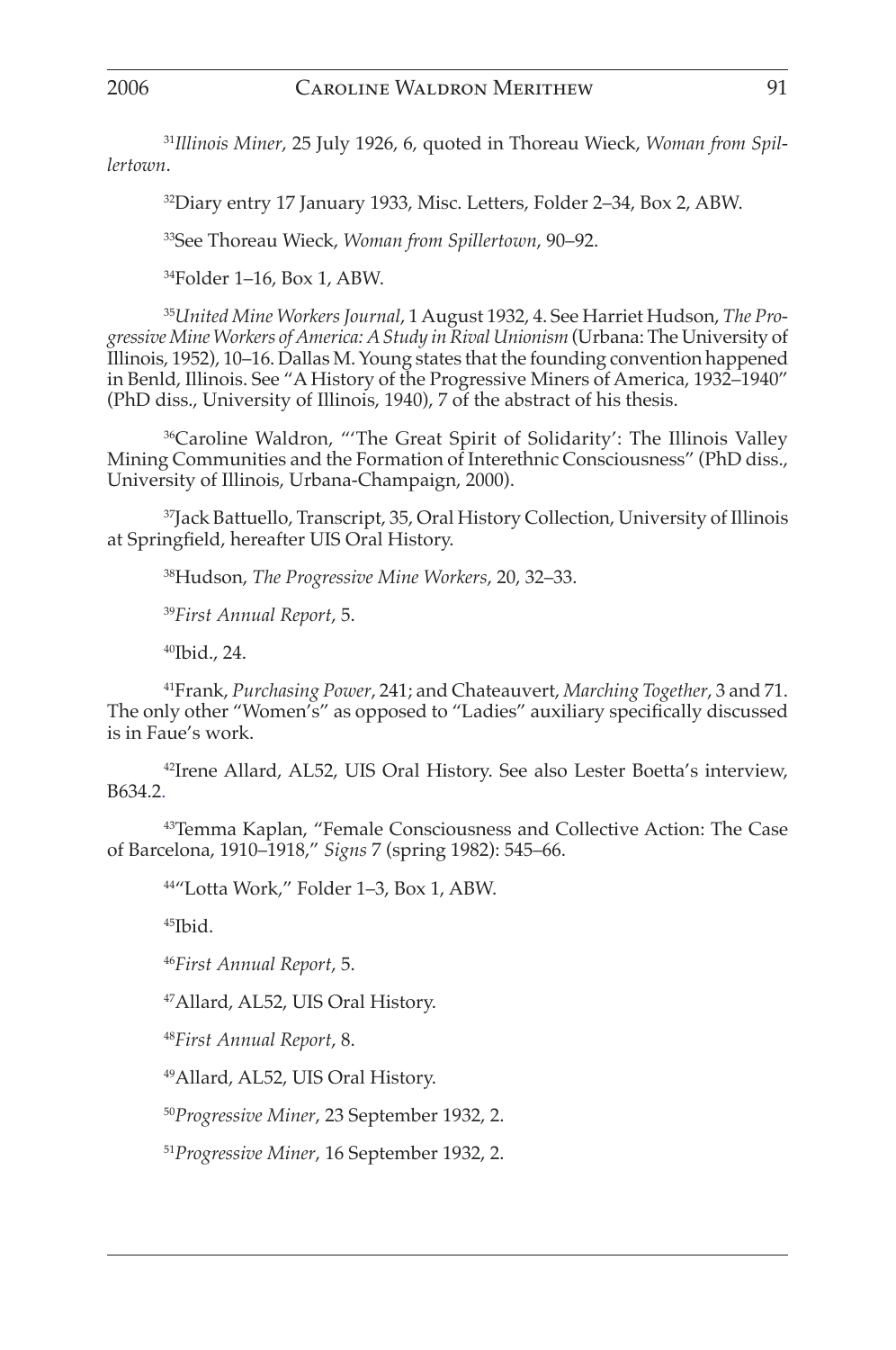[31]*Illinois Miner*, 25 July 1926, 6, quoted in Thoreau Wieck, *Woman from Spillertown*.

[32]Diary entry 17 January 1933, Misc. Letters, Folder 2–34, Box 2, ABW.

[33]See Thoreau Wieck, *Woman from Spillertown*, 90–92.

[34]Folder 1–16, Box 1, ABW.

[35]*United Mine Workers Journal*, 1 August 1932, 4. See Harriet Hudson, *The Progressive Mine Workers of America: A Study in Rival Unionism* (Urbana: The University of Illinois, 1952), 10–16. Dallas M. Young states that the founding convention happened in Benld, Illinois. See "A History of the Progressive Miners of America, 1932–1940" (PhD diss., University of Illinois, 1940), 7 of the abstract of his thesis.

[36]Caroline Waldron, "'The Great Spirit of Solidarity': The Illinois Valley Mining Communities and the Formation of Interethnic Consciousness" (PhD diss., University of Illinois, Urbana-Champaign, 2000).

[37]Jack Battuello, Transcript, 35, Oral History Collection, University of Illinois at Springfield, hereafter UIS Oral History.

[38]Hudson, *The Progressive Mine Workers*, 20, 32–33.

[39]*First Annual Report*, 5.

[40]Ibid., 24.

[41]Frank, *Purchasing Power*, 241; and Chateauvert, *Marching Together*, 3 and 71. The only other "Women's" as opposed to "Ladies" auxiliary specifically discussed is in Faue's work.

[42]Irene Allard, AL52, UIS Oral History. See also Lester Boetta's interview, B634.2.

[43]Temma Kaplan, "Female Consciousness and Collective Action: The Case of Barcelona, 1910–1918," *Signs* 7 (spring 1982): 545–66.

[44]"Lotta Work," Folder 1–3, Box 1, ABW.

[45]Ibid.

[46]*First Annual Report*, 5.

[47]Allard, AL52, UIS Oral History.

[48]*First Annual Report*, 8.

[49]Allard, AL52, UIS Oral History.

[50]*Progressive Miner*, 23 September 1932, 2.

[51]*Progressive Miner*, 16 September 1932, 2.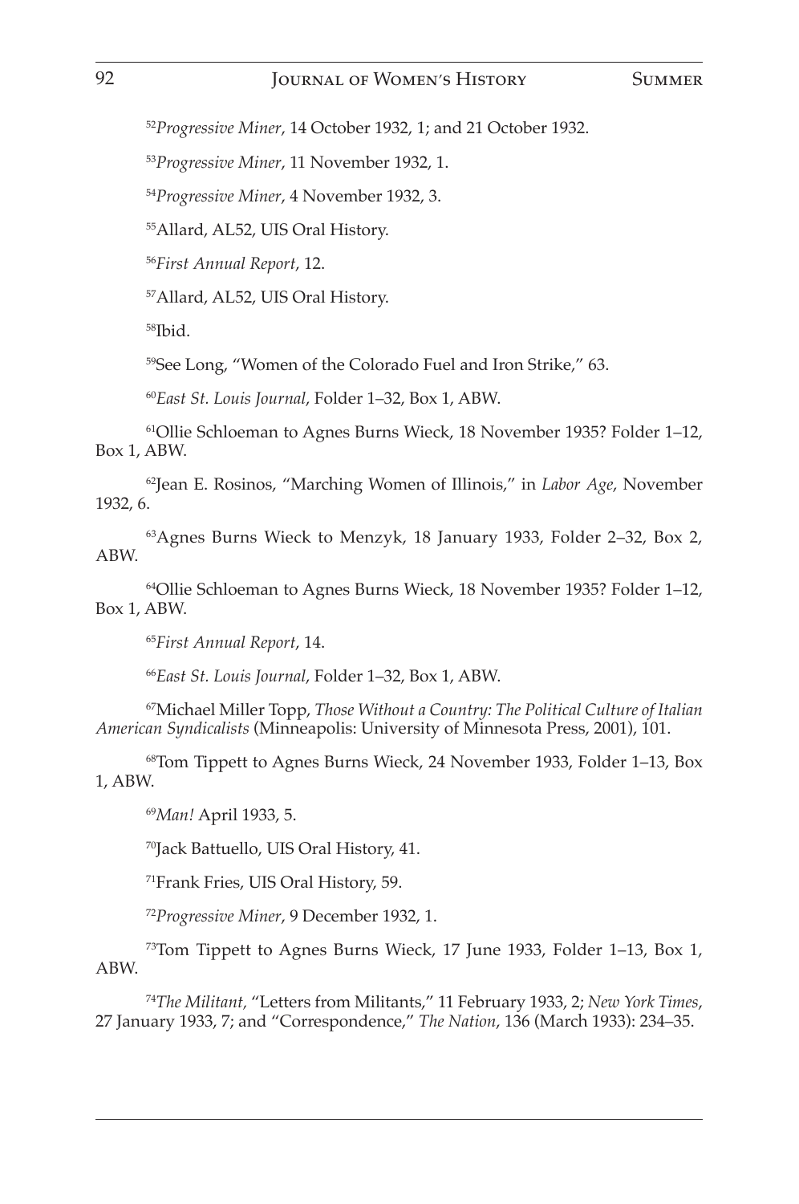[52]*Progressive Miner*, 14 October 1932, 1; and 21 October 1932.

[53]*Progressive Miner*, 11 November 1932, 1.

[54]*Progressive Miner*, 4 November 1932, 3.

[55]Allard, AL52, UIS Oral History.

[56]*First Annual Report*, 12.

[57]Allard, AL52, UIS Oral History.

[58]Ibid.

[59]See Long, "Women of the Colorado Fuel and Iron Strike," 63.

[60]*East St. Louis Journal*, Folder 1–32, Box 1, ABW.

[61]Ollie Schloeman to Agnes Burns Wieck, 18 November 1935? Folder 1–12, Box 1, ABW.

[62]Jean E. Rosinos, "Marching Women of Illinois," in *Labor Age*, November 1932, 6.

[63]Agnes Burns Wieck to Menzyk, 18 January 1933, Folder 2–32, Box 2, ABW.

[64]Ollie Schloeman to Agnes Burns Wieck, 18 November 1935? Folder 1–12, Box 1, ABW.

[65]*First Annual Report*, 14.

[66]*East St. Louis Journal*, Folder 1–32, Box 1, ABW.

[67]Michael Miller Topp, *Those Without a Country: The Political Culture of Italian American Syndicalists* (Minneapolis: University of Minnesota Press, 2001), 101.

[68]Tom Tippett to Agnes Burns Wieck, 24 November 1933, Folder 1–13, Box 1, ABW.

[69]*Man!* April 1933, 5.

[70]Jack Battuello, UIS Oral History, 41.

[71]Frank Fries, UIS Oral History, 59.

[72]*Progressive Miner*, 9 December 1932, 1.

[73]Tom Tippett to Agnes Burns Wieck, 17 June 1933, Folder 1–13, Box 1, ABW.

[74]*The Militant*, "Letters from Militants," 11 February 1933, 2; *New York Times*, 27 January 1933, 7; and "Correspondence," *The Nation*, 136 (March 1933): 234–35.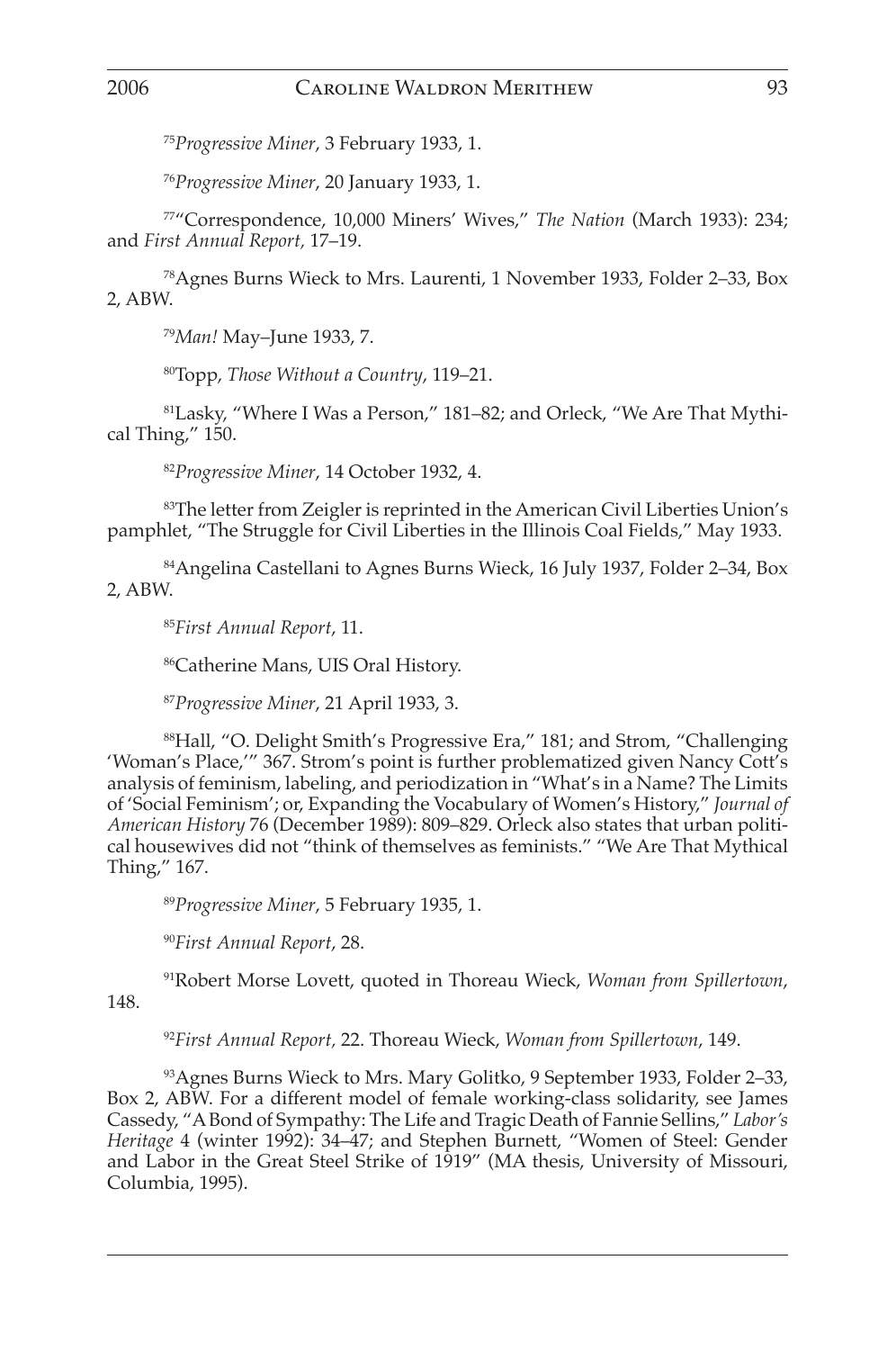[75]*Progressive Miner*, 3 February 1933, 1.

[76]*Progressive Miner*, 20 January 1933, 1.

[77]"Correspondence, 10,000 Miners' Wives," *The Nation* (March 1933): 234; and *First Annual Report,* 17–19.

[78]Agnes Burns Wieck to Mrs. Laurenti, 1 November 1933, Folder 2–33, Box 2, ABW.

[79]*Man!* May–June 1933, 7.

[80]Topp, *Those Without a Country*, 119–21.

[81]Lasky, "Where I Was a Person," 181–82; and Orleck, "We Are That Mythical Thing," 150.

[82]*Progressive Miner*, 14 October 1932, 4.

[83]The letter from Zeigler is reprinted in the American Civil Liberties Union's pamphlet, "The Struggle for Civil Liberties in the Illinois Coal Fields," May 1933.

[84]Angelina Castellani to Agnes Burns Wieck, 16 July 1937, Folder 2–34, Box 2, ABW.

[85]*First Annual Report*, 11.

[86]Catherine Mans, UIS Oral History.

[87]*Progressive Miner*, 21 April 1933, 3.

[88]Hall, "O. Delight Smith's Progressive Era," 181; and Strom, "Challenging 'Woman's Place,'" 367. Strom's point is further problematized given Nancy Cott's analysis of feminism, labeling, and periodization in "What's in a Name? The Limits of 'Social Feminism'; or, Expanding the Vocabulary of Women's History," *Journal of American History* 76 (December 1989): 809–829. Orleck also states that urban political housewives did not "think of themselves as feminists." "We Are That Mythical Thing," 167.

[89]*Progressive Miner*, 5 February 1935, 1.

[90]*First Annual Report*, 28.

[91]Robert Morse Lovett, quoted in Thoreau Wieck, *Woman from Spillertown*, 148.

[92]*First Annual Report,* 22. Thoreau Wieck, *Woman from Spillertown*, 149.

[93]Agnes Burns Wieck to Mrs. Mary Golitko, 9 September 1933, Folder 2–33, Box 2, ABW. For a different model of female working-class solidarity, see James Cassedy, "A Bond of Sympathy: The Life and Tragic Death of Fannie Sellins," *Labor's Heritage* 4 (winter 1992): 34–47; and Stephen Burnett, "Women of Steel: Gender and Labor in the Great Steel Strike of 1919" (MA thesis, University of Missouri, Columbia, 1995).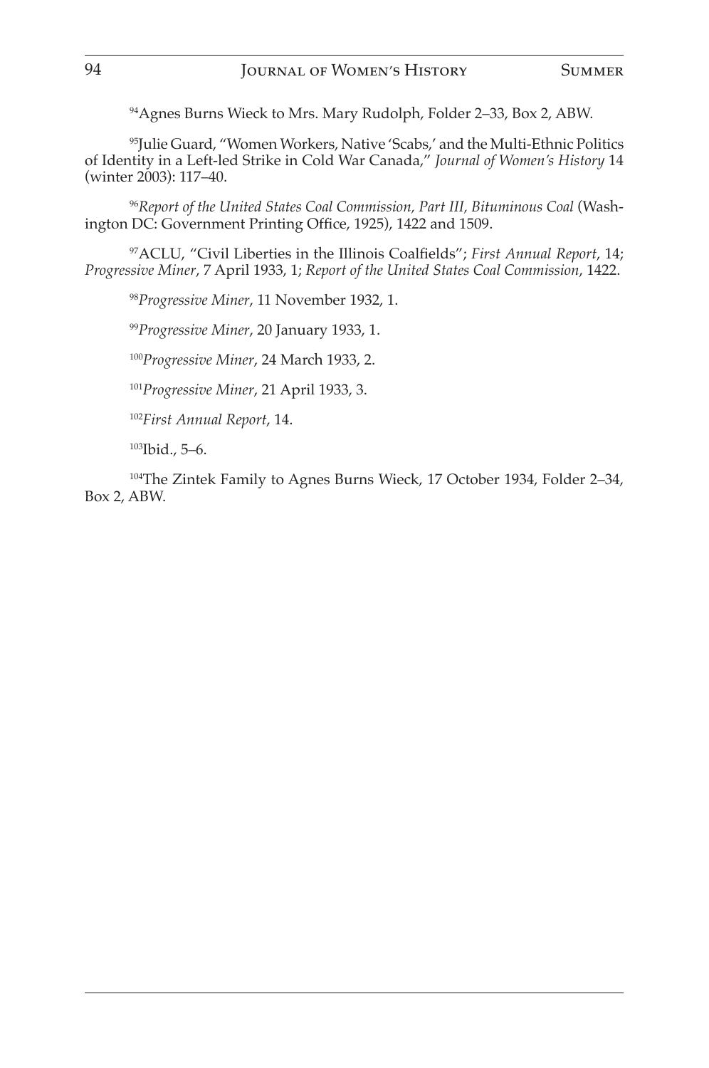[94]Agnes Burns Wieck to Mrs. Mary Rudolph, Folder 2–33, Box 2, ABW.

[95]Julie Guard, "Women Workers, Native 'Scabs,' and the Multi-Ethnic Politics of Identity in a Left-led Strike in Cold War Canada," *Journal of Women's History* 14 (winter 2003): 117–40.

[96]*Report of the United States Coal Commission, Part III, Bituminous Coal* (Washington DC: Government Printing Office, 1925), 1422 and 1509.

[97]ACLU, "Civil Liberties in the Illinois Coalfields"; *First Annual Report*, 14; *Progressive Miner*, 7 April 1933, 1; *Report of the United States Coal Commission*, 1422.

[98]*Progressive Miner*, 11 November 1932, 1.

[99]*Progressive Miner*, 20 January 1933, 1.

[100]*Progressive Miner*, 24 March 1933, 2.

[101]*Progressive Miner*, 21 April 1933, 3.

[102]*First Annual Report*, 14.

[103]Ibid., 5–6.

[104]The Zintek Family to Agnes Burns Wieck, 17 October 1934, Folder 2–34, Box 2, ABW.